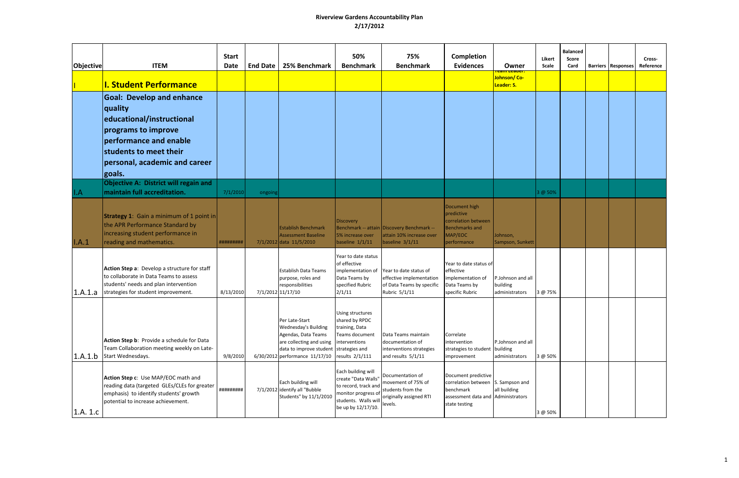**Riverview Gardens Accountability Plan**
**2/17/2012**

| Objective | ITEM | Start Date | End Date | 25% Benchmark | 50% Benchmark | 75% Benchmark | Completion Evidences | Owner | Likert Scale | Balanced Score Card | Barriers | Responses | Cross-Reference |
|---|---|---|---|---|---|---|---|---|---|---|---|---|---|
| I | **I. Student Performance** | | | | | | | Team Leader: Johnson/ Co-Leader: S. | | | | | |
| | **Goal: Develop and enhance quality educational/instructional programs to improve performance and enable students to meet their personal, academic and career goals.** | | | | | | | | | | | | |
| I.A | **Objective A: District will regain and maintain full accreditation.** | 7/1/2010 | ongoing | | | | | | 3 @ 50% | | | | |
| I.A.1 | **Strategy 1**: Gain a minimum of 1 point in the APR Performance Standard by increasing student performance in reading and mathematics. | ######### | 7/1/2012 | Establish Benchmark Assessment Baseline data 11/5/2010 | Discovery Benchmark -- attain 5% increase over baseline 1/1/11 | Discovery Benchmark -- attain 10% increase over baseline 3/1/11 | Document high predictive correlation between Benchmarks and MAP/EOC performance | Johnson, Sampson, Sunkett | | | | | |
| 1.A.1.a | **Action Step a**: Develop a structure for staff to collaborate in Data Teams to assess students' needs and plan intervention strategies for student improvement. | 8/13/2010 | 7/1/2012 | Establish Data Teams purpose, roles and responsibilities 11/17/10 | Year to date status of effective implementation of Data Teams by specified Rubric 2/1/11 | Year to date status of effective implementation of Data Teams by specific Rubric 5/1/11 | Year to date status of effective implementation of Data Teams by specific Rubric | P.Johnson and all building administrators | 3 @ 75% | | | | |
| 1.A.1.b | **Action Step b**: Provide a schedule for Data Team Collaboration meeting weekly on Late-Start Wednesdays. | 9/8/2010 | 6/30/2012 | Per Late-Start Wednesday's Building Agendas, Data Teams are collecting and using data to improve student performance 11/17/10 | Using structures shared by RPDC training, Data Teams document interventions strategies and results 2/1/111 | Data Teams maintain documentation of interventions strategies and results 5/1/11 | Correlate intervention strategies to student improvement | P.Johnson and all building administrators | 3 @ 50% | | | | |
| 1.A. 1.c | **Action Step c**: Use MAP/EOC math and reading data (targeted GLEs/CLEs for greater emphasis) to identify students' growth potential to increase achievement. | ######### | 7/1/2012 | Each building will identify all "Bubble Students" by 11/1/2010 | Each building will create "Data Walls" to record, track and monitor progress of students. Walls will be up by 12/17/10. | Documentation of movement of 75% of students from the originally assigned RTI levels. | Document predictive correlation between benchmark assessment data and state testing | S. Sampson and all building Administrators | 3 @ 50% | | | | |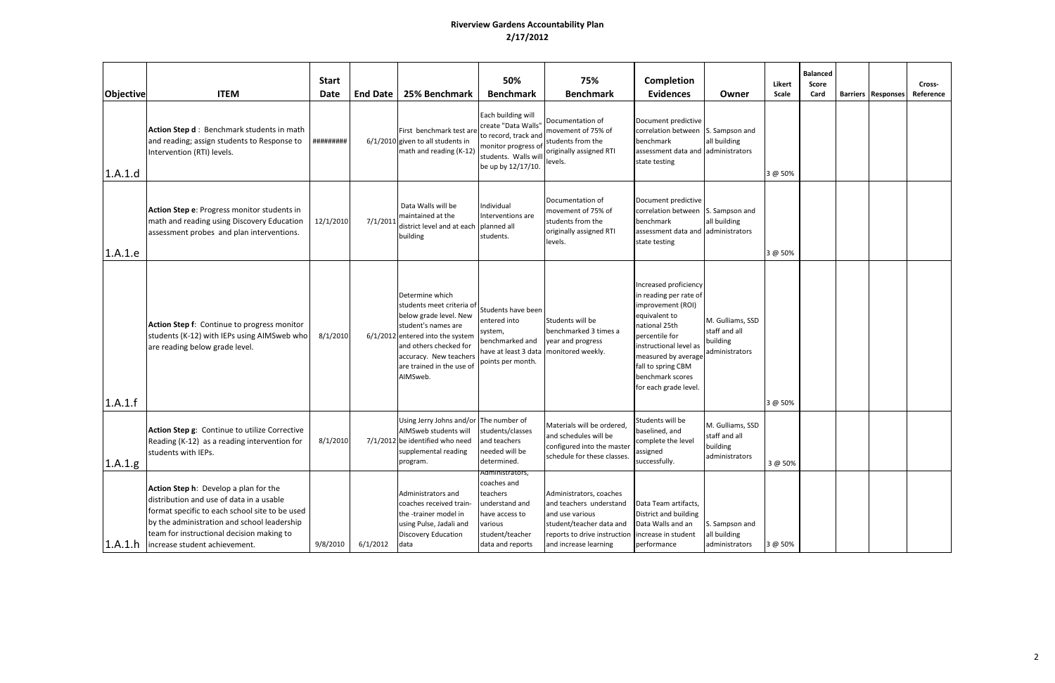# Riverview Gardens Accountability Plan

## 2/17/2012

| Objective | ITEM | Start Date | End Date | 25% Benchmark | 50% Benchmark | 75% Benchmark | Completion Evidences | Owner | Likert Scale | Balanced Score Card | Barriers | Responses | Cross-Reference |
|---|---|---|---|---|---|---|---|---|---|---|---|---|---|
| 1.A.1.d | **Action Step d** : Benchmark students in math and reading; assign students to Response to Intervention (RTI) levels. | ######### | 6/1/2010 | First benchmark test are given to all students in math and reading (K-12) | Each building will create "Data Walls" to record, track and monitor progress of students. Walls will be up by 12/17/10. | Documentation of movement of 75% of students from the originally assigned RTI levels. | Document predictive correlation between benchmark assessment data and state testing | S. Sampson and all building administrators | 3 @ 50% | | | | |
| 1.A.1.e | **Action Step e**: Progress monitor students in math and reading using Discovery Education assessment probes and plan interventions. | 12/1/2010 | 7/1/2011 | Data Walls will be maintained at the district level and at each building | Individual Interventions are planned all students. | Documentation of movement of 75% of students from the originally assigned RTI levels. | Document predictive correlation between benchmark assessment data and state testing | S. Sampson and all building administrators | 3 @ 50% | | | | |
| 1.A.1.f | **Action Step f**: Continue to progress monitor students (K-12) with IEPs using AIMSweb who are reading below grade level. | 8/1/2010 | 6/1/2012 | Determine which students meet criteria of below grade level. New student's names are entered into the system and others checked for accuracy. New teachers are trained in the use of AIMSweb. | Students have been entered into system, benchmarked and have at least 3 data points per month. | Students will be benchmarked 3 times a year and progress monitored weekly. | Increased proficiency in reading per rate of improvement (ROI) equivalent to national 25th percentile for instructional level as measured by average fall to spring CBM benchmark scores for each grade level. | M. Gulliams, SSD staff and all building administrators | 3 @ 50% | | | | |
| 1.A.1.g | **Action Step g**: Continue to utilize Corrective Reading (K-12) as a reading intervention for students with IEPs. | 8/1/2010 | 7/1/2012 | Using Jerry Johns and/or AIMSweb students will be identified who need supplemental reading program. | The number of students/classes and teachers needed will be determined. | Materials will be ordered, and schedules will be configured into the master schedule for these classes. | Students will be baselined, and complete the level assigned successfully. | M. Gulliams, SSD staff and all building administrators | 3 @ 50% | | | | |
| 1.A.1.h | **Action Step h**: Develop a plan for the distribution and use of data in a usable format specific to each school site to be used by the administration and school leadership team for instructional decision making to increase student achievement. | 9/8/2010 | 6/1/2012 | Administrators and coaches received train-the -trainer model in using Pulse, Jadali and Discovery Education data | Administrators, coaches and teachers understand and have access to various student/teacher data and reports | Administrators, coaches and teachers understand and use various student/teacher data and reports to drive instruction and increase learning | Data Team artifacts, District and building Data Walls and an increase in student performance | S. Sampson and all building administrators | 3 @ 50% | | | | |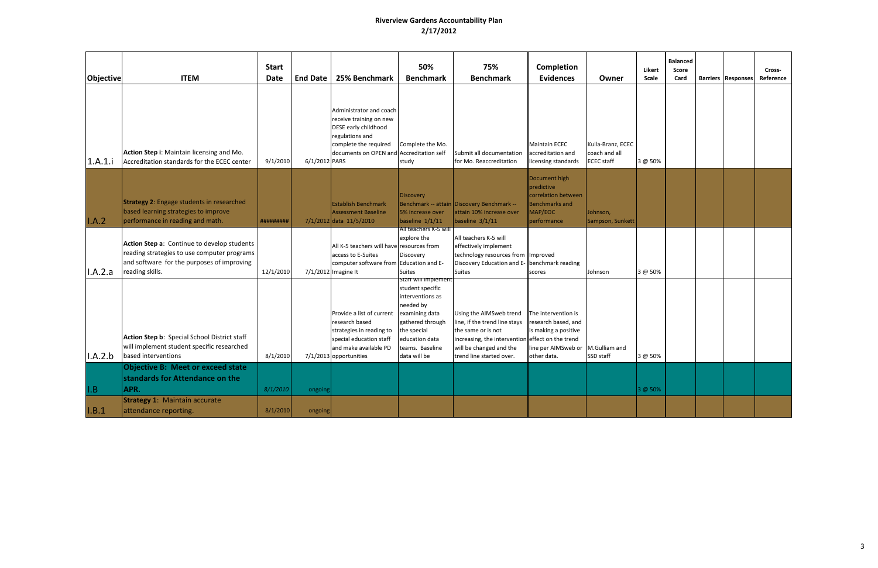# Riverview Gardens Accountability Plan

**2/17/2012**

| Objective | ITEM | Start Date | End Date | 25% Benchmark | 50% Benchmark | 75% Benchmark | Completion Evidences | Owner | Likert Scale | Balanced Score Card | Barriers | Responses | Cross-Reference |
|---|---|---|---|---|---|---|---|---|---|---|---|---|---|
| 1.A.1.i | **Action Step i**: Maintain licensing and Mo. Accreditation standards for the ECEC center | 9/1/2010 | 6/1/2012 | Administrator and coach receive training on new DESE early childhood regulations and complete the required documents on OPEN and PARS | Complete the Mo. Accreditation self study | Submit all documentation for Mo. Reaccreditation | Maintain ECEC accreditation and licensing standards | Kulla-Branz, ECEC coach and all ECEC staff | 3 @ 50% | | | | |
| I.A.2 | **Strategy 2**: Engage students in researched based learning strategies to improve performance in reading and math. | ######### | 7/1/2012 | Establish Benchmark Assessment Baseline data 11/5/2010 | Discovery Benchmark -- attain 5% increase over baseline 1/1/11 | Discovery Benchmark -- attain 10% increase over baseline 3/1/11 | Document high predictive correlation between Benchmarks and MAP/EOC performance | Johnson, Sampson, Sunkett | | | | | |
| I.A.2.a | **Action Step a**: Continue to develop students reading strategies to use computer programs and software for the purposes of improving reading skills. | 12/1/2010 | 7/1/2012 | All K-5 teachers will have access to E-Suites computer software from Imagine It | All teachers K-5 will explore the resources from Discovery Education and E-Suites | All teachers K-5 will effectively implement technology resources from Discovery Education and E-Suites | Improved benchmark reading scores | Johnson | 3 @ 50% | | | | |
| I.A.2.b | **Action Step b**: Special School District staff will implement student specific researched based interventions | 8/1/2010 | 7/1/2013 | Provide a list of current research based strategies in reading to special education staff and make available PD opportunities | Staff will implement student specific interventions as needed by examining data gathered through the special education data teams. Baseline data will be | Using the AIMSweb trend line, if the trend line stays the same or is not increasing, the intervention will be changed and the trend line started over. | The intervention is research based, and is making a positive effect on the trend line per AIMSweb or other data. | M.Gulliam and SSD staff | 3 @ 50% | | | | |
| I.B | **Objective B: Meet or exceed state standards for Attendance on the APR.** | *8/1/2010* | ongoing | | | | | | 3 @ 50% | | | | |
| I.B.1 | **Strategy 1**: Maintain accurate attendance reporting. | 8/1/2010 | ongoing | | | | | | | | | | |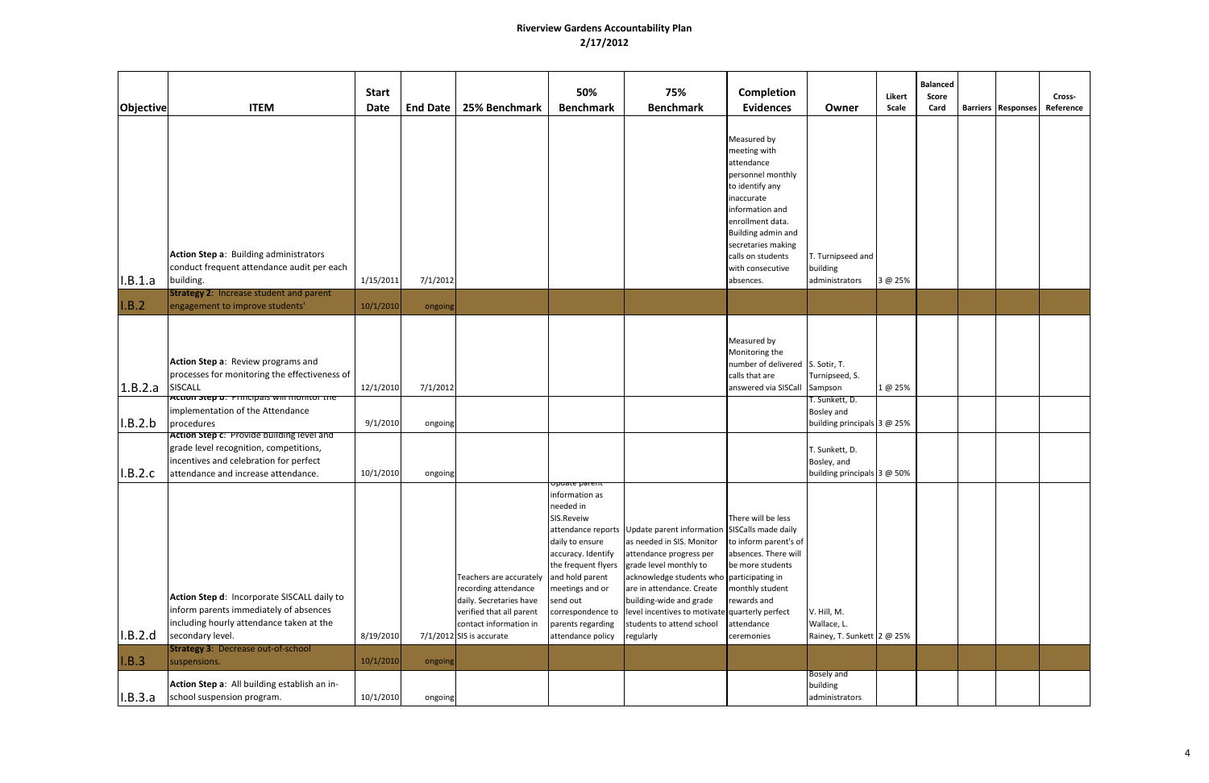# Riverview Gardens Accountability Plan

## 2/17/2012

| Objective | ITEM | Start Date | End Date | 25% Benchmark | 50% Benchmark | 75% Benchmark | Completion Evidences | Owner | Likert Scale | Balanced Score Card | Barriers | Responses | Cross-Reference |
|---|---|---|---|---|---|---|---|---|---|---|---|---|---|
| I.B.1.a | **Action Step a**: Building administrators conduct frequent attendance audit per each building. | 1/15/2011 | 7/1/2012 | | | | Measured by meeting with attendance personnel monthly to identify any inaccurate information and enrollment data. Building admin and secretaries making calls on students with consecutive absences. | T. Turnipseed and building administrators | 3 @ 25% | | | | |
| I.B.2 | **Strategy 2**: Increase student and parent engagement to improve students' | 10/1/2010 | ongoing | | | | | | | | | | |
| 1.B.2.a | **Action Step a**: Review programs and processes for monitoring the effectiveness of SISCALL | 12/1/2010 | 7/1/2012 | | | | Measured by Monitoring the number of delivered calls that are answered via SISCall | S. Sotir, T. Turnipseed, S. Sampson | 1 @ 25% | | | | |
| I.B.2.b | **Action Step b**: Principals will monitor the implementation of the Attendance procedures | 9/1/2010 | ongoing | | | | | T. Sunkett, D. Bosley and building principals | 3 @ 25% | | | | |
| I.B.2.c | **Action Step c**: Provide building level and grade level recognition, competitions, incentives and celebration for perfect attendance and increase attendance. | 10/1/2010 | ongoing | | | | | T. Sunkett, D. Bosley, and building principals | 3 @ 50% | | | | |
| I.B.2.d | **Action Step d**: Incorporate SISCALL daily to inform parents immediately of absences including hourly attendance taken at the secondary level. | 8/19/2010 | 7/1/2012 | Teachers are accurately recording attendance daily. Secretaries have verified that all parent contact information in SIS is accurate | Update parent information as needed in SIS.Reveiw attendance reports daily to ensure accuracy. Identify the frequent flyers and hold parent meetings and or send out correspondence to parents regarding attendance policy | Update parent information as needed in SIS. Monitor attendance progress per grade level monthly to acknowledge students who are in attendance. Create building-wide and grade level incentives to motivate students to attend school regularly | There will be less SISCalls made daily to inform parent's of absences. There will be more students participating in monthly student rewards and quarterly perfect attendance ceremonies | V. Hill, M. Wallace, L. Rainey, T. Sunkett | 2 @ 25% | | | | |
| I.B.3 | **Strategy 3**: Decrease out-of-school suspensions. | 10/1/2010 | ongoing | | | | | | | | | | |
| I.B.3.a | **Action Step a**: All building establish an in-school suspension program. | 10/1/2010 | ongoing | | | | | Bosely and building administrators | | | | | |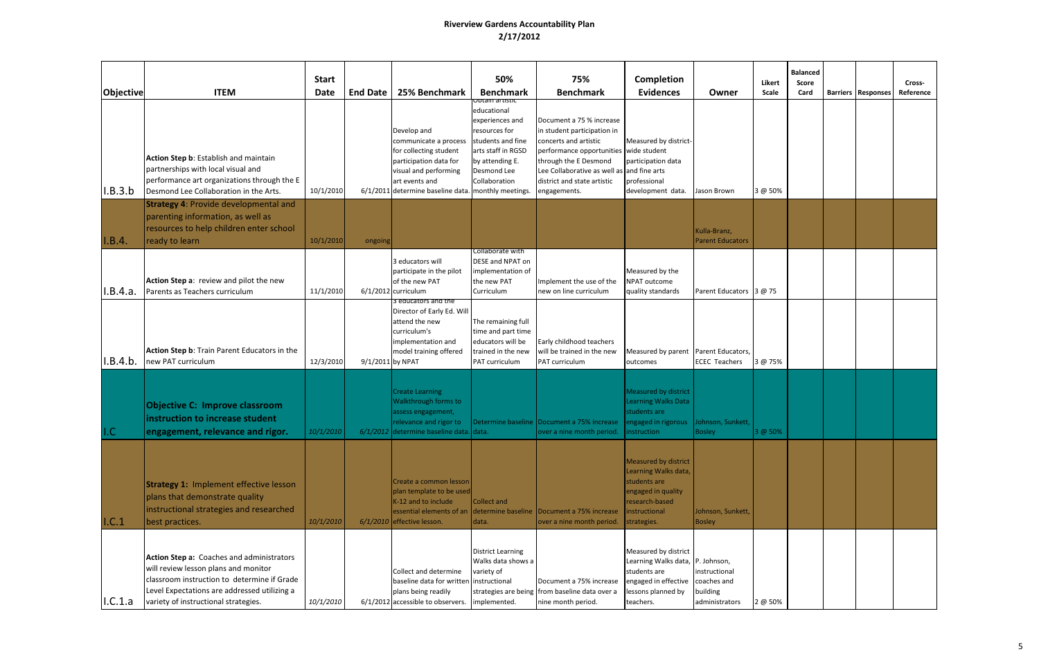# Riverview Gardens Accountability Plan

## 2/17/2012

| Objective | ITEM | Start Date | End Date | 25% Benchmark | 50% Benchmark | 75% Benchmark | Completion Evidences | Owner | Likert Scale | Balanced Score Card | Barriers | Responses | Cross-Reference |
|---|---|---|---|---|---|---|---|---|---|---|---|---|---|
| I.B.3.b | **Action Step b**: Establish and maintain partnerships with local visual and performance art organizations through the E Desmond Lee Collaboration in the Arts. | 10/1/2010 | 6/1/2011 | Develop and communicate a process for collecting student participation data for visual and performing art events and determine baseline data. | Obtain artistic educational experiences and resources for students and fine arts staff in RGSD by attending E. Desmond Lee Collaboration monthly meetings. | Document a 75 % increase in student participation in concerts and artistic performance opportunities through the E Desmond Lee Collaborative as well as district and state artistic engagements. | Measured by district-wide student participation data and fine arts professional development data. | Jason Brown | 3 @ 50% | | | | |
| I.B.4. | **Strategy 4**: Provide developmental and parenting information, as well as resources to help children enter school ready to learn | 10/1/2010 | ongoing | | | | | Kulla-Branz, Parent Educators | | | | | |
| I.B.4.a. | **Action Step a**: review and pilot the new Parents as Teachers curriculum | 11/1/2010 | 6/1/2012 | 3 educators will participate in the pilot of the new PAT curriculum | Collaborate with DESE and NPAT on implementation of the new PAT Curriculum | Implement the use of the new on line curriculum | Measured by the NPAT outcome quality standards | Parent Educators | 3 @ 75 | | | | |
| I.B.4.b. | **Action Step b**: Train Parent Educators in the new PAT curriculum | 12/3/2010 | 9/1/2011 | 3 educators and the Director of Early Ed. Will attend the new curriculum's implementation and model training offered by NPAT | The remaining full time and part time educators will be trained in the new PAT curriculum | Early childhood teachers will be trained in the new PAT curriculum | Measured by parent outcomes | Parent Educators, ECEC Teachers | 3 @ 75% | | | | |
| I.C | **Objective C: Improve classroom instruction to increase student engagement, relevance and rigor.** | *10/1/2010* | *6/1/2012* | Create Learning Walkthrough forms to assess engagement, relevance and rigor to determine baseline data. | Determine baseline data. | Document a 75% increase over a nine month period. | Measured by district Learning Walks Data students are engaged in rigorous instruction | Johnson, Sunkett, Bosley | 3 @ 50% | | | | |
| I.C.1 | **Strategy 1:** Implement effective lesson plans that demonstrate quality instructional strategies and researched best practices. | *10/1/2010* | *6/1/2010* | Create a common lesson plan template to be used K-12 and to include essential elements of an effective lesson. | Collect and determine baseline data. | Document a 75% increase over a nine month period. | Measured by district Learning Walks data, students are engaged in quality research-based instructional strategies. | Johnson, Sunkett, Bosley | | | | | |
| I.C.1.a | **Action Step a:** Coaches and administrators will review lesson plans and monitor classroom instruction to determine if Grade Level Expectations are addressed utilizing a variety of instructional strategies. | *10/1/2010* | 6/1/2012 | Collect and determine baseline data for written plans being readily accessible to observers. | District Learning Walks data shows a variety of instructional strategies are being implemented. | Document a 75% increase from baseline data over a nine month period. | Measured by district Learning Walks data, students are engaged in effective lessons planned by teachers. | P. Johnson, instructional coaches and building administrators | 2 @ 50% | | | | |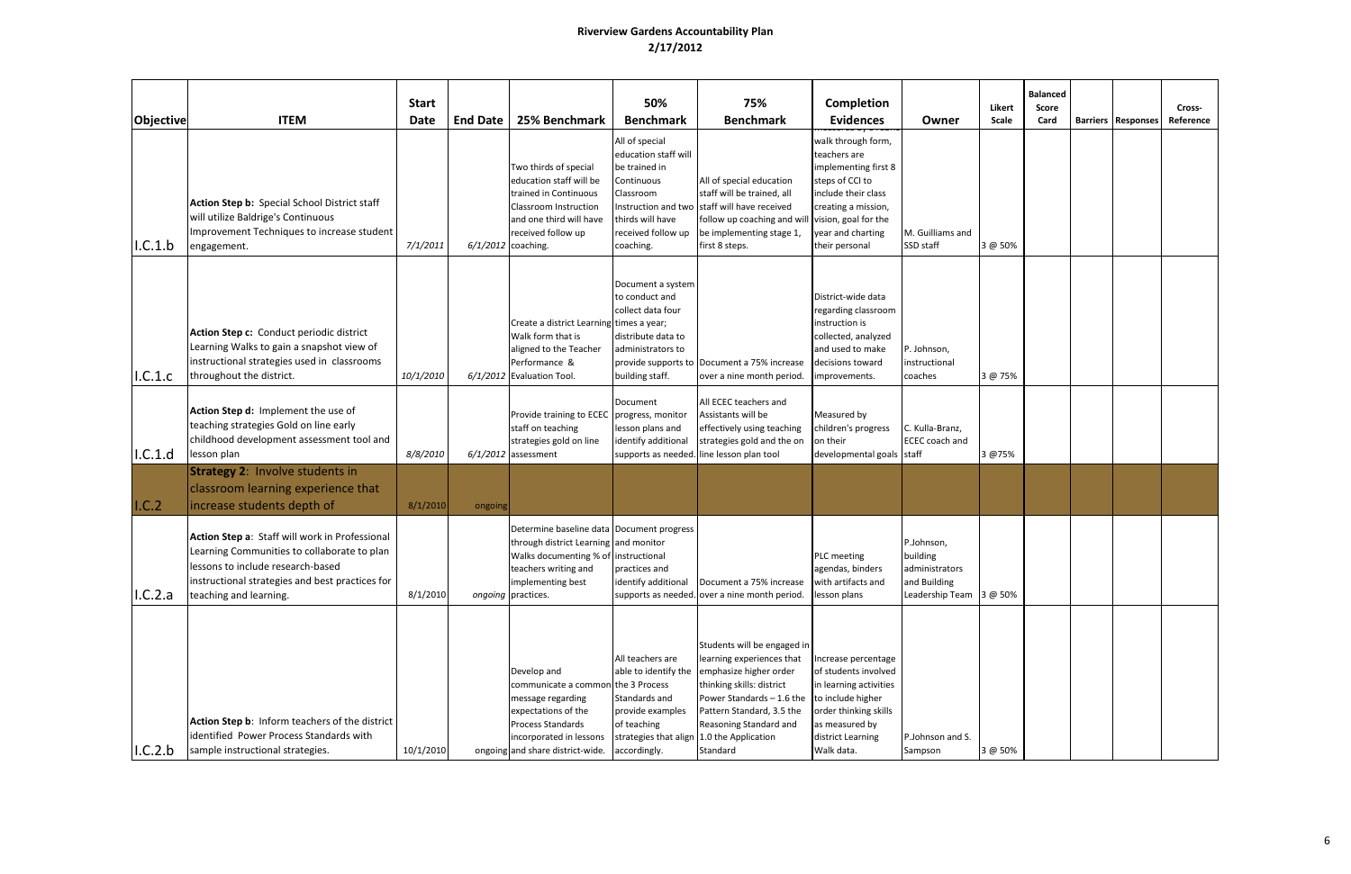# Riverview Gardens Accountability Plan
## 2/17/2012

| Objective | ITEM | Start Date | End Date | 25% Benchmark | 50% Benchmark | 75% Benchmark | Completion Evidences | Owner | Likert Scale | Balanced Score Card | Barriers | Responses | Cross-Reference |
|---|---|---|---|---|---|---|---|---|---|---|---|---|---|
| I.C.1.b | **Action Step b:** Special School District staff will utilize Baldrige's Continuous Improvement Techniques to increase student engagement. | 7/1/2011 | 6/1/2012 | Two thirds of special education staff will be trained in Continuous Classroom Instruction and one third will have received follow up coaching. | All of special education staff will be trained in Continuous Classroom Instruction and two thirds will have received follow up coaching. | All of special education staff will be trained, all staff will have received follow up coaching and will be implementing stage 1, first 8 steps. | walk through form, teachers are implementing first 8 steps of CCI to include their class creating a mission, vision, goal for the year and charting their personal | M. Guilliams and SSD staff | 3 @ 50% | | | | |
| I.C.1.c | **Action Step c:** Conduct periodic district Learning Walks to gain a snapshot view of instructional strategies used in classrooms throughout the district. | 10/1/2010 | 6/1/2012 | Create a district Learning Walk form that is aligned to the Teacher Performance & Evaluation Tool. | Document a system to conduct and collect data four times a year; distribute data to administrators to provide supports to building staff. | Document a 75% increase over a nine month period. | District-wide data regarding classroom instruction is collected, analyzed and used to make decisions toward improvements. | P. Johnson, instructional coaches | 3 @ 75% | | | | |
| I.C.1.d | **Action Step d:** Implement the use of teaching strategies Gold on line early childhood development assessment tool and lesson plan | 8/8/2010 | 6/1/2012 | Provide training to ECEC staff on teaching strategies gold on line assessment | Document progress, monitor lesson plans and identify additional supports as needed. | All ECEC teachers and Assistants will be effectively using teaching strategies gold and the on line lesson plan tool | Measured by children's progress on their developmental goals | C. Kulla-Branz, ECEC coach and staff | 3 @75% | | | | |
| I.C.2 | **Strategy 2:** Involve students in classroom learning experience that increase students depth of | 8/1/2010 | ongoing | | | | | | | | | | |
| I.C.2.a | **Action Step a:** Staff will work in Professional Learning Communities to collaborate to plan lessons to include research-based instructional strategies and best practices for teaching and learning. | 8/1/2010 | ongoing | Determine baseline data through district Learning Walks documenting % of teachers writing and implementing best practices. | Document progress and monitor instructional practices and identify additional supports as needed. | Document a 75% increase over a nine month period. | PLC meeting agendas, binders with artifacts and lesson plans | P.Johnson, building administrators and Building Leadership Team | 3 @ 50% | | | | |
| I.C.2.b | **Action Step b:** Inform teachers of the district identified Power Process Standards with sample instructional strategies. | 10/1/2010 | ongoing | Develop and communicate a common message regarding expectations of the Process Standards incorporated in lessons and share district-wide. | All teachers are able to identify the the 3 Process Standards and provide examples of teaching strategies that align accordingly. | Students will be engaged in learning experiences that emphasize higher order thinking skills: district Power Standards – 1.6 the Pattern Standard, 3.5 the Reasoning Standard and 1.0 the Application Standard | Increase percentage of students involved in learning activities to include higher order thinking skills as measured by district Learning Walk data. | P.Johnson and S. Sampson | 3 @ 50% | | | | |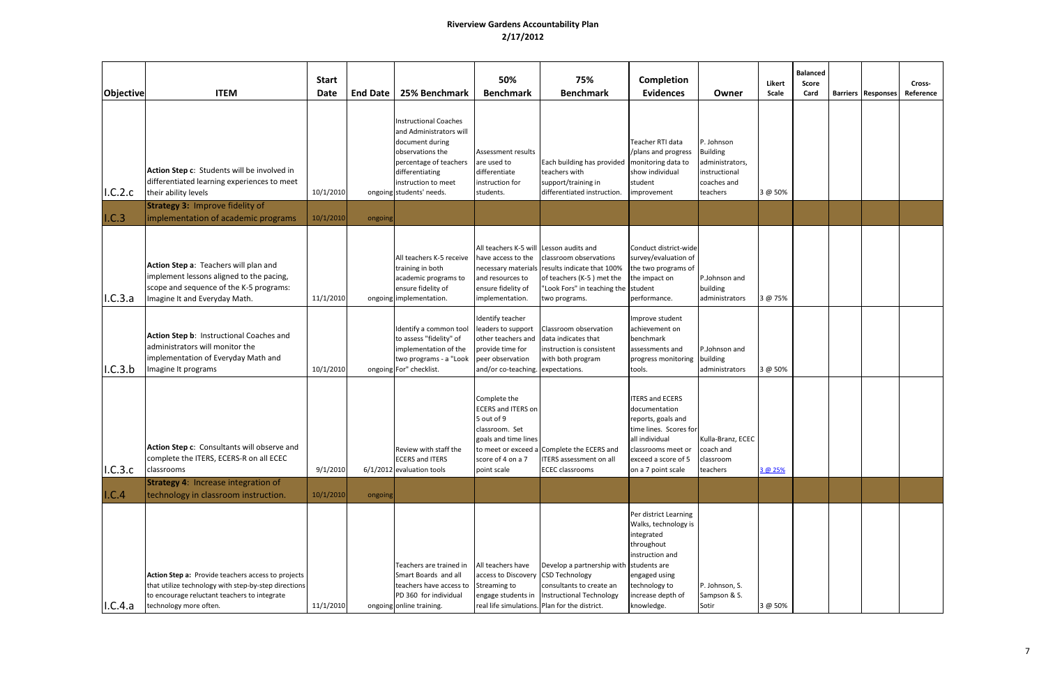# Riverview Gardens Accountability Plan

## 2/17/2012

| Objective | ITEM | Start Date | End Date | 25% Benchmark | 50% Benchmark | 75% Benchmark | Completion Evidences | Owner | Likert Scale | Balanced Score Card | Barriers | Responses | Cross-Reference |
|---|---|---|---|---|---|---|---|---|---|---|---|---|---|
| I.C.2.c | **Action Step c**: Students will be involved in differentiated learning experiences to meet their ability levels | 10/1/2010 | ongoing | Instructional Coaches and Administrators will document during observations the percentage of teachers differentiating instruction to meet students' needs. | Assessment results are used to differentiate instruction for students. | Each building has provided teachers with support/training in differentiated instruction. | Teacher RTI data /plans and progress monitoring data to show individual student improvement | P. Johnson Building administrators, instructional coaches and teachers | 3 @ 50% | | | | |
| I.C.3 | **Strategy 3:** Improve fidelity of implementation of academic programs | 10/1/2010 | ongoing | | | | | | | | | | |
| I.C.3.a | **Action Step a**: Teachers will plan and implement lessons aligned to the pacing, scope and sequence of the K-5 programs: Imagine It and Everyday Math. | 11/1/2010 | ongoing | All teachers K-5 receive training in both academic programs to ensure fidelity of implementation. | All teachers K-5 will have access to the necessary materials and resources to ensure fidelity of implementation. | Lesson audits and classroom observations results indicate that 100% of teachers (K-5 ) met the "Look Fors" in teaching the two programs. | Conduct district-wide survey/evaluation of the two programs of the impact on student performance. | P.Johnson and building administrators | 3 @ 75% | | | | |
| I.C.3.b | **Action Step b**: Instructional Coaches and administrators will monitor the implementation of Everyday Math and Imagine It programs | 10/1/2010 | ongoing | Identify a common tool to assess "fidelity" of implementation of the two programs - a "Look For" checklist. | Identify teacher leaders to support other teachers and provide time for peer observation and/or co-teaching. | Classroom observation data indicates that instruction is consistent with both program expectations. | Improve student achievement on benchmark assessments and progress monitoring tools. | P.Johnson and building administrators | 3 @ 50% | | | | |
| I.C.3.c | **Action Step c**: Consultants will observe and complete the ITERS, ECERS-R on all ECEC classrooms | 9/1/2010 | 6/1/2012 | Review with staff the ECERS and ITERS evaluation tools | Complete the ECERS and ITERS on 5 out of 9 classroom. Set goals and time lines to meet or exceed a score of 4 on a 7 point scale | Complete the ECERS and ITERS assessment on all ECEC classrooms | ITERS and ECERS documentation reports, goals and time lines. Scores for all individual classrooms meet or exceed a score of 5 on a 7 point scale | Kulla-Branz, ECEC coach and classroom teachers | 3 @ 25% | | | | |
| I.C.4 | **Strategy 4**: Increase integration of technology in classroom instruction. | 10/1/2010 | ongoing | | | | | | | | | | |
| I.C.4.a | **Action Step a:** Provide teachers access to projects that utilize technology with step-by-step directions to encourage reluctant teachers to integrate technology more often. | 11/1/2010 | ongoing | Teachers are trained in Smart Boards and all teachers have access to PD 360 for individual online training. | All teachers have access to Discovery Streaming to engage students in real life simulations. | Develop a partnership with CSD Technology consultants to create an Instructional Technology Plan for the district. | Per district Learning Walks, technology is integrated throughout instruction and students are engaged using technology to increase depth of knowledge. | P. Johnson, S. Sampson & S. Sotir | 3 @ 50% | | | | |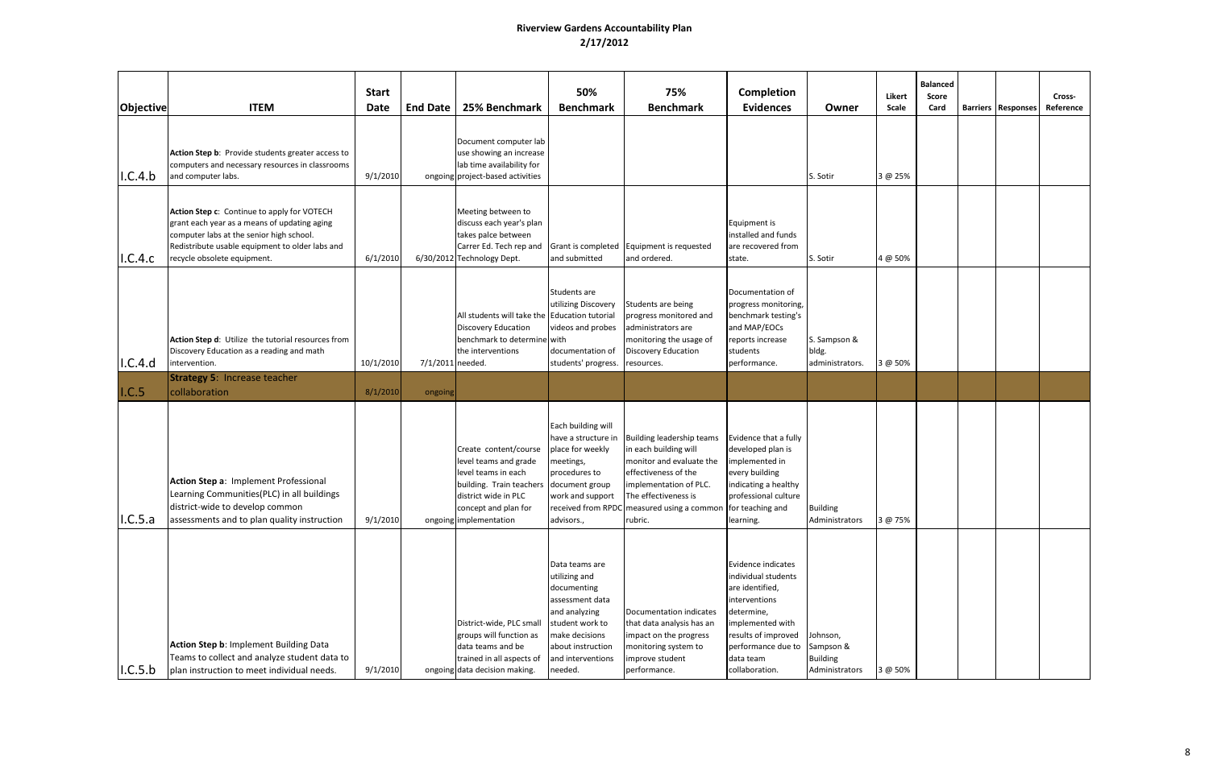# Riverview Gardens Accountability Plan

## 2/17/2012

| Objective | ITEM | Start Date | End Date | 25% Benchmark | 50% Benchmark | 75% Benchmark | Completion Evidences | Owner | Likert Scale | Balanced Score Card | Barriers | Responses | Cross-Reference |
|---|---|---|---|---|---|---|---|---|---|---|---|---|---|
| I.C.4.b | **Action Step b**: Provide students greater access to computers and necessary resources in classrooms and computer labs. | 9/1/2010 | ongoing | Document computer lab use showing an increase lab time availability for project-based activities | | | | S. Sotir | 3 @ 25% | | | | |
| I.C.4.c | **Action Step c**: Continue to apply for VOTECH grant each year as a means of updating aging computer labs at the senior high school. Redistribute usable equipment to older labs and recycle obsolete equipment. | 6/1/2010 | 6/30/2012 | Meeting between to discuss each year's plan takes palce between Carrer Ed. Tech rep and Technology Dept. | Grant is completed and submitted | Equipment is requested and ordered. | Equipment is installed and funds are recovered from state. | S. Sotir | 4 @ 50% | | | | |
| I.C.4.d | **Action Step d**: Utilize the tutorial resources from Discovery Education as a reading and math intervention. | 10/1/2010 | 7/1/2011 | All students will take the Discovery Education benchmark to determine the interventions needed. | Students are utilizing Discovery Education tutorial videos and probes with documentation of students' progress. | Students are being progress monitored and administrators are monitoring the usage of Discovery Education resources. | Documentation of progress monitoring, benchmark testing's and MAP/EOCs reports increase students performance. | S. Sampson & bldg. administrators. | 3 @ 50% | | | | |
| I.C.5 | **Strategy 5**: Increase teacher collaboration | 8/1/2010 | ongoing | | | | | | | | | | |
| I.C.5.a | **Action Step a**: Implement Professional Learning Communities(PLC) in all buildings district-wide to develop common assessments and to plan quality instruction | 9/1/2010 | ongoing | Create content/course level teams and grade level teams in each building. Train teachers district wide in PLC concept and plan for implementation | Each building will have a structure in place for weekly meetings, procedures to document group work and support received from RPDC advisors., | Building leadership teams in each building will monitor and evaluate the effectiveness of the implementation of PLC. The effectiveness is measured using a common rubric. | Evidence that a fully developed plan is implemented in every building indicating a healthy professional culture for teaching and learning. | Building Administrators | 3 @ 75% | | | | |
| I.C.5.b | **Action Step b**: Implement Building Data Teams to collect and analyze student data to plan instruction to meet individual needs. | 9/1/2010 | ongoing | District-wide, PLC small groups will function as data teams and be trained in all aspects of data decision making. | Data teams are utilizing and documenting assessment data and analyzing student work to make decisions about instruction and interventions needed. | Documentation indicates that data analysis has an impact on the progress monitoring system to improve student performance. | Evidence indicates individual students are identified, interventions determine, implemented with results of improved performance due to data team collaboration. | Johnson, Sampson & Building Administrators | 3 @ 50% | | | | |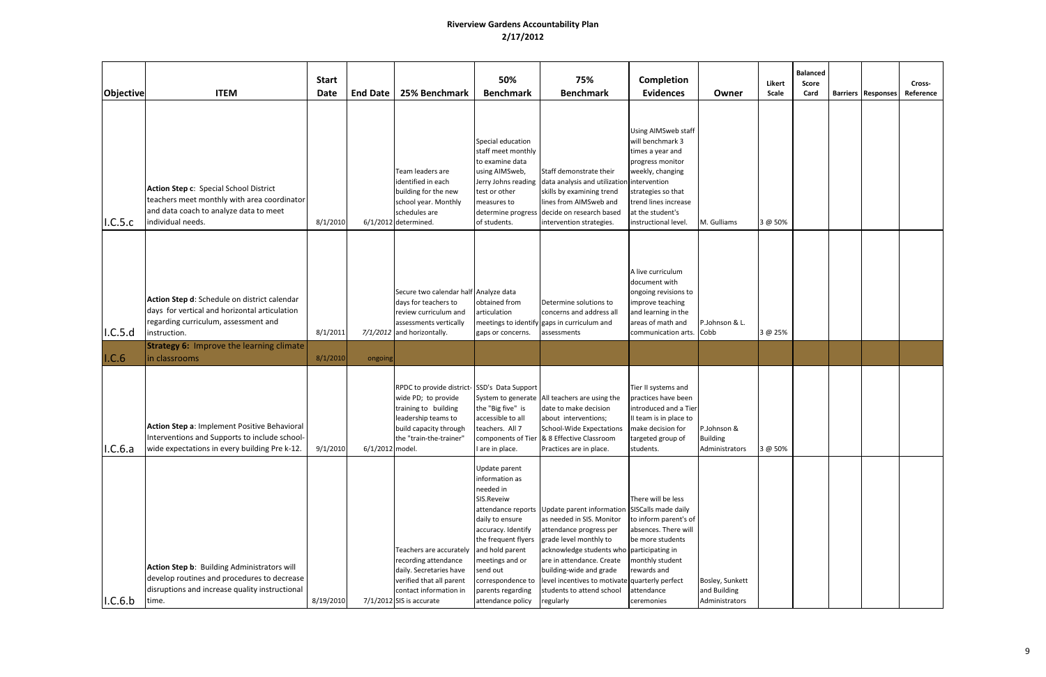# Riverview Gardens Accountability Plan
## 2/17/2012

| Objective | ITEM | Start Date | End Date | 25% Benchmark | 50% Benchmark | 75% Benchmark | Completion Evidences | Owner | Likert Scale | Balanced Score Card | Barriers | Responses | Cross-Reference |
|---|---|---|---|---|---|---|---|---|---|---|---|---|---|
| I.C.5.c | **Action Step c**: Special School District teachers meet monthly with area coordinator and data coach to analyze data to meet individual needs. | 8/1/2010 | 6/1/2012 | Team leaders are identified in each building for the new school year. Monthly schedules are determined. | Special education staff meet monthly to examine data using AIMSweb, Jerry Johns reading test or other measures to determine progress of students. | Staff demonstrate their data analysis and utilization skills by examining trend lines from AIMSweb and decide on research based intervention strategies. | Using AIMSweb staff will benchmark 3 times a year and progress monitor weekly, changing intervention strategies so that trend lines increase at the student's instructional level. | M. Gulliams | 3 @ 50% | | | | |
| I.C.5.d | **Action Step d**: Schedule on district calendar days for vertical and horizontal articulation regarding curriculum, assessment and instruction. | 8/1/2011 | *7/1/2012* | Secure two calendar half days for teachers to review curriculum and assessments vertically and horizontally. | Analyze data obtained from articulation meetings to identify gaps or concerns. | Determine solutions to concerns and address all gaps in curriculum and assessments | A live curriculum document with ongoing revisions to improve teaching and learning in the areas of math and communication arts. | P.Johnson & L. Cobb | 3 @ 25% | | | | |
| I.C.6 | **Strategy 6:** Improve the learning climate in classrooms | 8/1/2010 | ongoing | | | | | | | | | | |
| I.C.6.a | **Action Step a**: Implement Positive Behavioral Interventions and Supports to include school-wide expectations in every building Pre k-12. | 9/1/2010 | 6/1/2012 | RPDC to provide district-wide PD; to provide training to building leadership teams to build capacity through the "train-the-trainer" model. | SSD's Data Support System to generate the "Big five" is accessible to all teachers. All 7 components of Tier I are in place. | All teachers are using the date to make decision about interventions; School-Wide Expectations & 8 Effective Classroom Practices are in place. | Tier II systems and practices have been introduced and a Tier II team is in place to make decision for targeted group of students. | P.Johnson & Building Administrators | 3 @ 50% | | | | |
| I.C.6.b | **Action Step b**: Building Administrators will develop routines and procedures to decrease disruptions and increase quality instructional time. | 8/19/2010 | 7/1/2012 | Teachers are accurately recording attendance daily. Secretaries have verified that all parent contact information in SIS is accurate | Update parent information as needed in SIS.Reveiw attendance reports daily to ensure accuracy. Identify the frequent flyers and hold parent meetings and or send out correspondence to parents regarding attendance policy | Update parent information as needed in SIS. Monitor attendance progress per grade level monthly to acknowledge students who are in attendance. Create building-wide and grade level incentives to motivate students to attend school regularly | There will be less SISCalls made daily to inform parent's of absences. There will be more students participating in monthly student rewards and quarterly perfect attendance ceremonies | Bosley, Sunkett and Building Administrators | | | | | |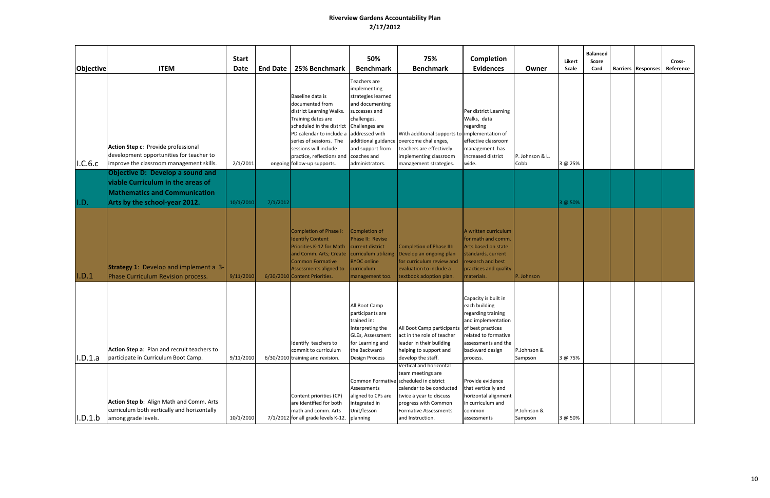# Riverview Gardens Accountability Plan
## 2/17/2012

| Objective | ITEM | Start Date | End Date | 25% Benchmark | 50% Benchmark | 75% Benchmark | Completion Evidences | Owner | Likert Scale | Balanced Score Card | Barriers | Responses | Cross-Reference |
|---|---|---|---|---|---|---|---|---|---|---|---|---|---|
| I.C.6.c | **Action Step c**: Provide professional development opportunities for teacher to improve the classroom management skills. | 2/1/2011 | ongoing | Baseline data is documented from district Learning Walks. Training dates are scheduled in the district PD calendar to include a series of sessions. The sessions will include practice, reflections and follow-up supports. | Teachers are implementing strategies learned and documenting successes and challenges. Challenges are addressed with additional guidance and support from coaches and administrators. | With additional supports to overcome challenges, teachers are effectively implementing classroom management strategies. | Per district Learning Walks, data regarding implementation of effective classroom management has increased district wide. | P. Johnson & L. Cobb | 3 @ 25% | | | | |
| I.D. | **Objective D: Develop a sound and viable Curriculum in the areas of Mathematics and Communication Arts by the school-year 2012.** | 10/1/2010 | 7/1/2012 | | | | | | 3 @ 50% | | | | |
| I.D.1 | **Strategy 1**: Develop and implement a 3-Phase Curriculum Revision process. | 9/11/2010 | 6/30/2010 | Completion of Phase I: Identify Content Priorities K-12 for Math and Comm. Arts; Create Common Formative Assessments aligned to Content Priorities. | Completion of Phase II: Revise current district curriculum utilizing BYOC online curriculum management too. | Completion of Phase III: Develop an ongoing plan for curriculum review and evaluation to include a textbook adoption plan. | A written curriculum for math and comm. Arts based on state standards, current research and best practices and quality materials. | P. Johnson | | | | | |
| I.D.1.a | **Action Step a**: Plan and recruit teachers to participate in Curriculum Boot Camp. | 9/11/2010 | 6/30/2010 | Identify teachers to commit to curriculum training and revision. | All Boot Camp participants are trained in: Interpreting the GLEs, Assessment for Learning and the Backward Design Process | All Boot Camp participants act in the role of teacher leader in their building helping to support and develop the staff. | Capacity is built in each building regarding training and implementation of best practices related to formative assessments and the backward design process. | P.Johnson & Sampson | 3 @ 75% | | | | |
| I.D.1.b | **Action Step b**: Align Math and Comm. Arts curriculum both vertically and horizontally among grade levels. | 10/1/2010 | 7/1/2012 | Content priorities (CP) are identified for both math and comm. Arts for all grade levels K-12. | Common Formative Assessments aligned to CPs are integrated in Unit/lesson planning | Vertical and horizontal team meetings are scheduled in district calendar to be conducted twice a year to discuss progress with Common Formative Assessments and Instruction. | Provide evidence that vertically and horizontal alignment in curriculum and common assessments | P.Johnson & Sampson | 3 @ 50% | | | | |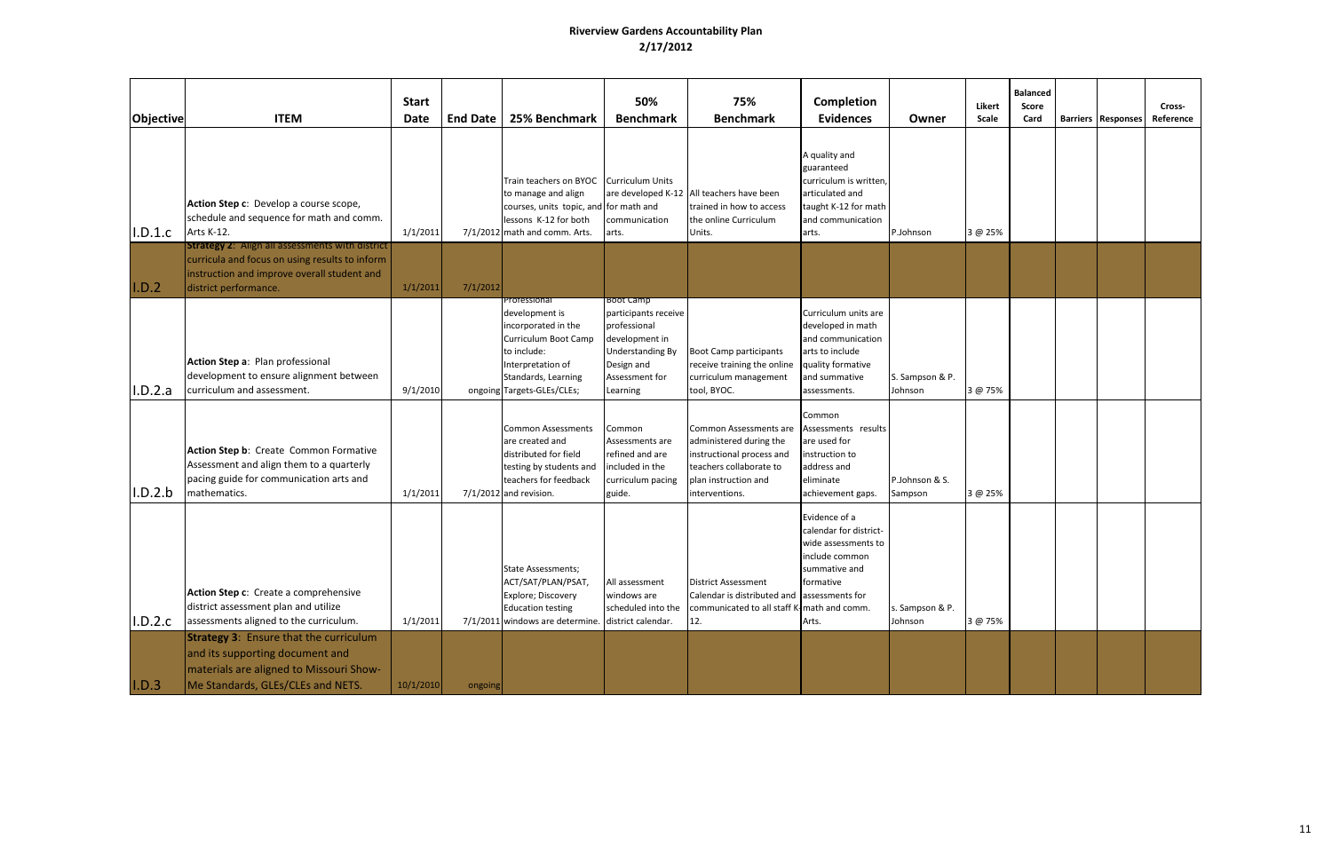# Riverview Gardens Accountability Plan

## 2/17/2012

| Objective | ITEM | Start Date | End Date | 25% Benchmark | 50% Benchmark | 75% Benchmark | Completion Evidences | Owner | Likert Scale | Balanced Score Card | Barriers | Responses | Cross-Reference |
|---|---|---|---|---|---|---|---|---|---|---|---|---|---|
| I.D.1.c | **Action Step c**: Develop a course scope, schedule and sequence for math and comm. Arts K-12. | 1/1/2011 | 7/1/2012 | Train teachers on BYOC to manage and align courses, units topic, and lessons K-12 for both math and comm. Arts. | Curriculum Units are developed K-12 for math and communication arts. | All teachers have been trained in how to access the online Curriculum Units. | A quality and guaranteed curriculum is written, articulated and taught K-12 for math and communication arts. | P.Johnson | 3 @ 25% | | | | |
| I.D.2 | **Strategy 2**: Align all assessments with district curricula and focus on using results to inform instruction and improve overall student and district performance. | 1/1/2011 | 7/1/2012 | | | | | | | | | | |
| I.D.2.a | **Action Step a**: Plan professional development to ensure alignment between curriculum and assessment. | 9/1/2010 | ongoing | Professional development is incorporated in the Curriculum Boot Camp to include: Interpretation of Standards, Learning Targets-GLEs/CLEs; | Boot Camp participants receive professional development in Understanding By Design and Assessment for Learning | Boot Camp participants receive training the online curriculum management tool, BYOC. | Curriculum units are developed in math and communication arts to include quality formative and summative assessments. | S. Sampson & P. Johnson | 3 @ 75% | | | | |
| I.D.2.b | **Action Step b**: Create Common Formative Assessment and align them to a quarterly pacing guide for communication arts and mathematics. | 1/1/2011 | 7/1/2012 | Common Assessments are created and distributed for field testing by students and teachers for feedback and revision. | Common Assessments are refined and are included in the curriculum pacing guide. | Common Assessments are administered during the instructional process and teachers collaborate to plan instruction and interventions. | Common Assessments results are used for instruction to address and eliminate achievement gaps. | P.Johnson & S. Sampson | 3 @ 25% | | | | |
| I.D.2.c | **Action Step c**: Create a comprehensive district assessment plan and utilize assessments aligned to the curriculum. | 1/1/2011 | 7/1/2011 | State Assessments; ACT/SAT/PLAN/PSAT, Explore; Discovery Education testing windows are determine. | All assessment windows are scheduled into the district calendar. | District Assessment Calendar is distributed and communicated to all staff K-12. | Evidence of a calendar for district-wide assessments to include common summative and formative assessments for math and comm. Arts. | s. Sampson & P. Johnson | 3 @ 75% | | | | |
| I.D.3 | **Strategy 3**: Ensure that the curriculum and its supporting document and materials are aligned to Missouri Show-Me Standards, GLEs/CLEs and NETS. | 10/1/2010 | ongoing | | | | | | | | | | |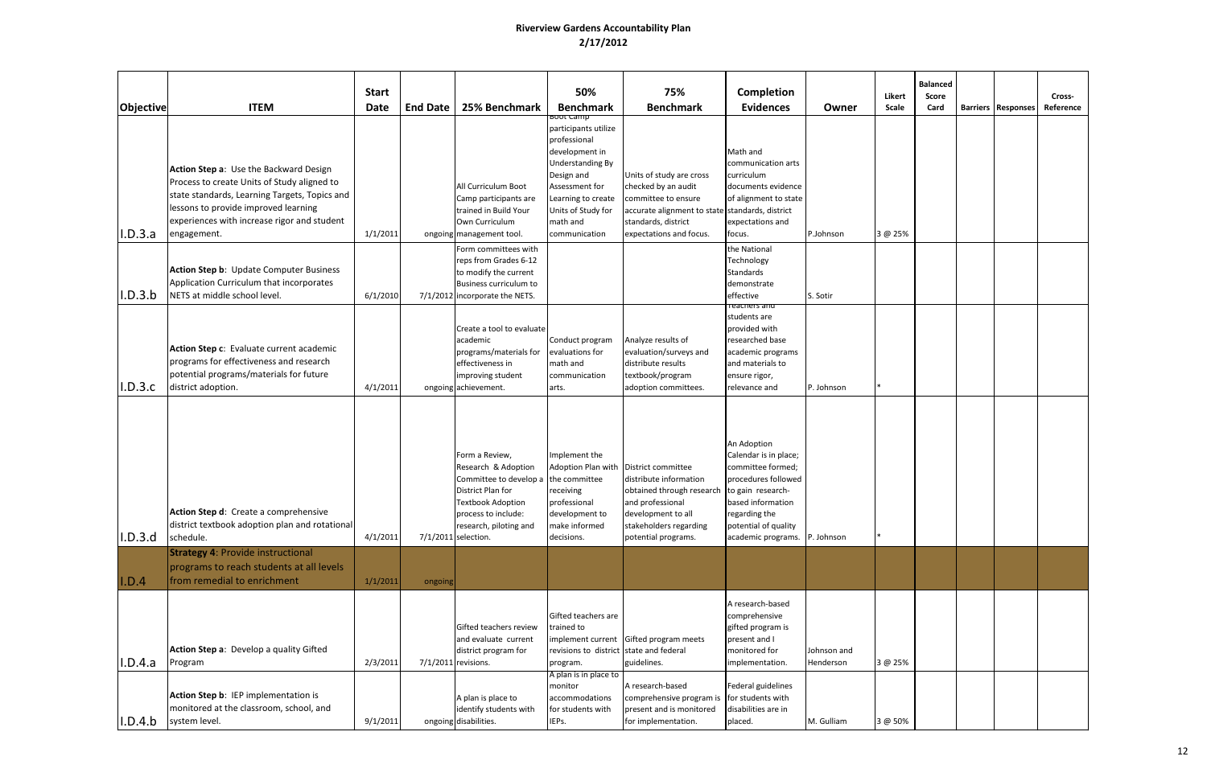# Riverview Gardens Accountability Plan

## 2/17/2012

| Objective | ITEM | Start Date | End Date | 25% Benchmark | 50% Benchmark | 75% Benchmark | Completion Evidences | Owner | Likert Scale | Balanced Score Card | Barriers | Responses | Cross-Reference |
|---|---|---|---|---|---|---|---|---|---|---|---|---|---|
| I.D.3.a | **Action Step a**: Use the Backward Design Process to create Units of Study aligned to state standards, Learning Targets, Topics and lessons to provide improved learning experiences with increase rigor and student engagement. | 1/1/2011 | ongoing | All Curriculum Boot Camp participants are trained in Build Your Own Curriculum management tool. | Boot Camp participants utilize professional development in Understanding By Design and Assessment for Learning to create Units of Study for math and communication | Units of study are cross checked by an audit committee to ensure accurate alignment to state standards, district expectations and focus. | Math and communication arts curriculum documents evidence of alignment to state standards, district expectations and focus. | P.Johnson | 3 @ 25% | | | | |
| I.D.3.b | **Action Step b**: Update Computer Business Application Curriculum that incorporates NETS at middle school level. | 6/1/2010 | 7/1/2012 | Form committees with reps from Grades 6-12 to modify the current Business curriculum to incorporate the NETS. | | | the National Technology Standards demonstrate effective | S. Sotir | | | | | |
| I.D.3.c | **Action Step c**: Evaluate current academic programs for effectiveness and research potential programs/materials for future district adoption. | 4/1/2011 | ongoing | Create a tool to evaluate academic programs/materials for effectiveness in improving student achievement. | Conduct program evaluations for math and communication arts. | Analyze results of evaluation/surveys and distribute results textbook/program adoption committees. | Teachers and students are provided with researched base academic programs and materials to ensure rigor, relevance and | P. Johnson | * | | | | |
| I.D.3.d | **Action Step d**: Create a comprehensive district textbook adoption plan and rotational schedule. | 4/1/2011 | 7/1/2011 | Form a Review, Research & Adoption Committee to develop a District Plan for Textbook Adoption process to include: research, piloting and selection. | Implement the Adoption Plan with the committee receiving professional development to make informed decisions. | District committee distribute information obtained through research and professional development to all stakeholders regarding potential programs. | An Adoption Calendar is in place; committee formed; procedures followed to gain research-based information regarding the potential of quality academic programs. | P. Johnson | * | | | | |
| I.D.4 | **Strategy 4**: Provide instructional programs to reach students at all levels from remedial to enrichment | 1/1/2011 | ongoing | | | | | | | | | | |
| I.D.4.a | **Action Step a**: Develop a quality Gifted Program | 2/3/2011 | 7/1/2011 | Gifted teachers review and evaluate current district program for revisions. | Gifted teachers are trained to implement current revisions to district program. | Gifted program meets state and federal guidelines. | A research-based comprehensive gifted program is present and I monitored for implementation. | Johnson and Henderson | 3 @ 25% | | | | |
| I.D.4.b | **Action Step b**: IEP implementation is monitored at the classroom, school, and system level. | 9/1/2011 | ongoing | A plan is place to identify students with disabilities. | A plan is in place to monitor accommodations for students with IEPs. | A research-based comprehensive program is present and is monitored for implementation. | Federal guidelines for students with disabilities are in placed. | M. Gulliam | 3 @ 50% | | | | |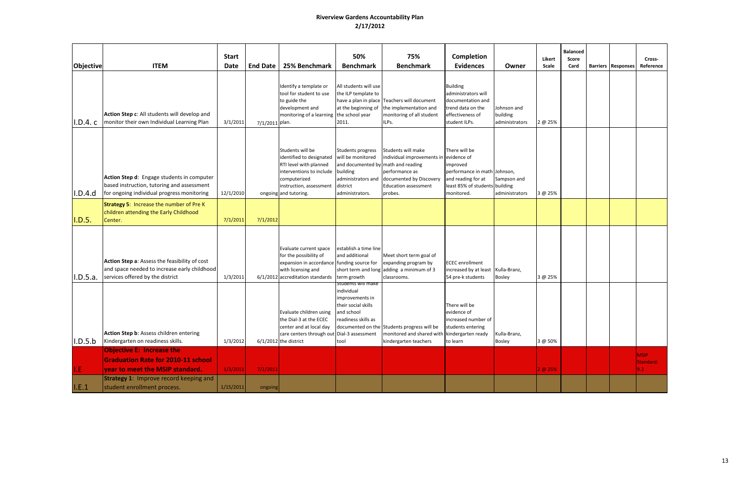# Riverview Gardens Accountability Plan
## 2/17/2012

| Objective | ITEM | Start Date | End Date | 25% Benchmark | 50% Benchmark | 75% Benchmark | Completion Evidences | Owner | Likert Scale | Balanced Score Card | Barriers | Responses | Cross-Reference |
|---|---|---|---|---|---|---|---|---|---|---|---|---|---|
| I.D.4. c | **Action Step c**: All students will develop and monitor their own Individual Learning Plan | 3/1/2011 | 7/1/2011 | Identify a template or tool for student to use to guide the development and monitoring of a learning plan. | All students will use the ILP template to have a plan in place at the beginning of the school year 2011. | Teachers will document the implementation and monitoring of all student ILPs. | Building administrators will documentation and trend data on the effectiveness of student ILPs. | Johnson and building administrators | 2 @ 25% | | | | |
| I.D.4.d | **Action Step d**: Engage students in computer based instruction, tutoring and assessment for ongoing individual progress monitoring | 12/1/2010 | ongoing | Students will be identified to designated RTI level with planned interventions to include computerized instruction, assessment and tutoring. | Students progress will be monitored and documented by building administrators and district administrators. | Students will make individual improvements in math and reading performance as documented by Discovery Education assessment probes. | There will be evidence of improved performance in math and reading for at least 85% of students monitored. | Johnson, Sampson and building administrators | 3 @ 25% | | | | |
| I.D.5. | **Strategy 5**: Increase the number of Pre K children attending the Early Childhood Center. | 7/1/2011 | 7/1/2012 | | | | | | | | | | |
| I.D.5.a. | **Action Step a**: Assess the feasibility of cost and space needed to increase early childhood services offered by the district | 1/3/2011 | 6/1/2012 | Evaluate current space for the possibility of expansion in accordance with licensing and accreditation standards | establish a time line and additional funding source for short term and long term growth | Meet short term goal of expanding program by adding a minimum of 3 classrooms. | ECEC enrollment increased by at least 54 pre-k students | Kulla-Branz, Bosley | 3 @ 25% | | | | |
| I.D.5.b | **Action Step b**: Assess children entering Kindergarten on readiness skills. | 1/3/2012 | 6/1/2012 | Evaluate children using the Dial-3 at the ECEC center and at local day care centers through out the district | Students will make individual improvements in their social skills and school readiness skills as documented on the Dial-3 assessment tool | Students progress will be monitored and shared with kindergarten teachers | There will be evidence of increased number of students entering kindergarten ready to learn | Kulla-Branz, Bosley | 3 @ 50% | | | | |
| I.E | **Objective E: Increase the Graduation Rate for 2010-11 school year to meet the MSIP standard.** | 1/3/2011 | 7/1/2011 | | | | | | 2 @ 25% | | | | MSIP Standard: 9.3 |
| I.E.1 | **Strategy 1**: Improve record keeping and student enrollment process. | 1/15/2011 | ongoing | | | | | | | | | | |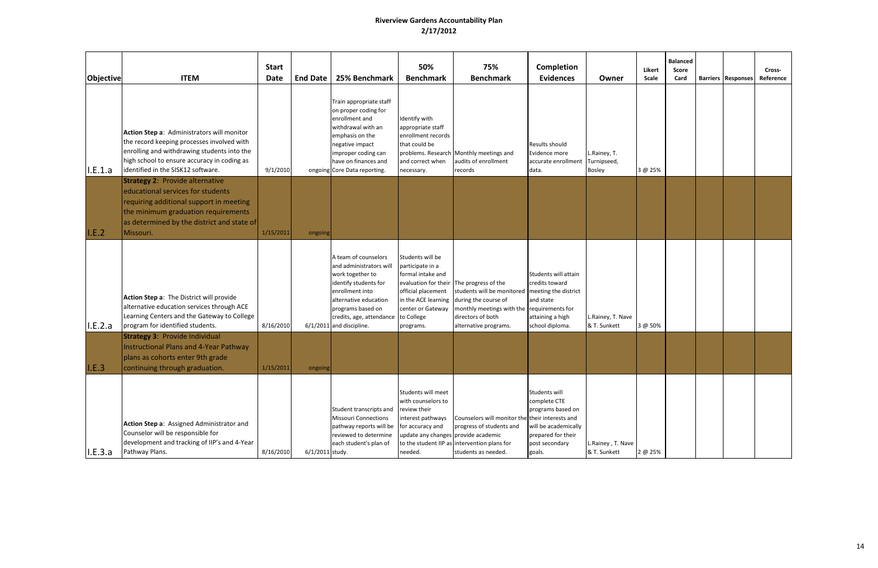**Riverview Gardens Accountability Plan**
**2/17/2012**

| Objective | ITEM | Start Date | End Date | 25% Benchmark | 50% Benchmark | 75% Benchmark | Completion Evidences | Owner | Likert Scale | Balanced Score Card | Barriers | Responses | Cross-Reference |
|---|---|---|---|---|---|---|---|---|---|---|---|---|---|
| I.E.1.a | **Action Step a**: Administrators will monitor the record keeping processes involved with enrolling and withdrawing students into the high school to ensure accuracy in coding as identified in the SISK12 software. | 9/1/2010 | ongoing | Train appropriate staff on proper coding for enrollment and withdrawal with an emphasis on the negative impact improper coding can have on finances and Core Data reporting. | Identify with appropriate staff enrollment records that could be problems. Research and correct when necessary. | Monthly meetings and audits of enrollment records | Results should Evidence more accurate enrollment data. | L.Rainey, T. Turnipseed, Bosley | 3 @ 25% | | | | |
| I.E.2 | **Strategy 2**: Provide alternative educational services for students requiring additional support in meeting the minimum graduation requirements as determined by the district and state of Missouri. | 1/15/2011 | ongoing | | | | | | | | | | |
| I.E.2.a | **Action Step a**: The District will provide alternative education services through ACE Learning Centers and the Gateway to College program for identified students. | 8/16/2010 | 6/1/2011 | A team of counselors and administrators will work together to identify students for enrollment into alternative education programs based on credits, age, attendance and discipline. | Students will be participate in a formal intake and evaluation for their official placement in the ACE learning center or Gateway to College programs. | The progress of the students will be monitored during the course of monthly meetings with the directors of both alternative programs. | Students will attain credits toward meeting the district and state requirements for attaining a high school diploma. | L.Rainey, T. Nave & T. Sunkett | 3 @ 50% | | | | |
| I.E.3 | **Strategy 3**: Provide Individual Instructional Plans and 4-Year Pathway plans as cohorts enter 9th grade continuing through graduation. | 1/15/2011 | ongoing | | | | | | | | | | |
| I.E.3.a | **Action Step a**: Assigned Administrator and Counselor will be responsible for development and tracking of IIP's and 4-Year Pathway Plans. | 8/16/2010 | 6/1/2011 | Student transcripts and Missouri Connections pathway reports will be reviewed to determine each student's plan of study. | Students will meet with counselors to review their interest pathways for accuracy and update any changes to the student IIP as needed. | Counselors will monitor the progress of students and provide academic intervention plans for students as needed. | Students will complete CTE programs based on their interests and will be academically prepared for their post secondary goals. | L.Rainey , T. Nave & T. Sunkett | 2 @ 25% | | | | |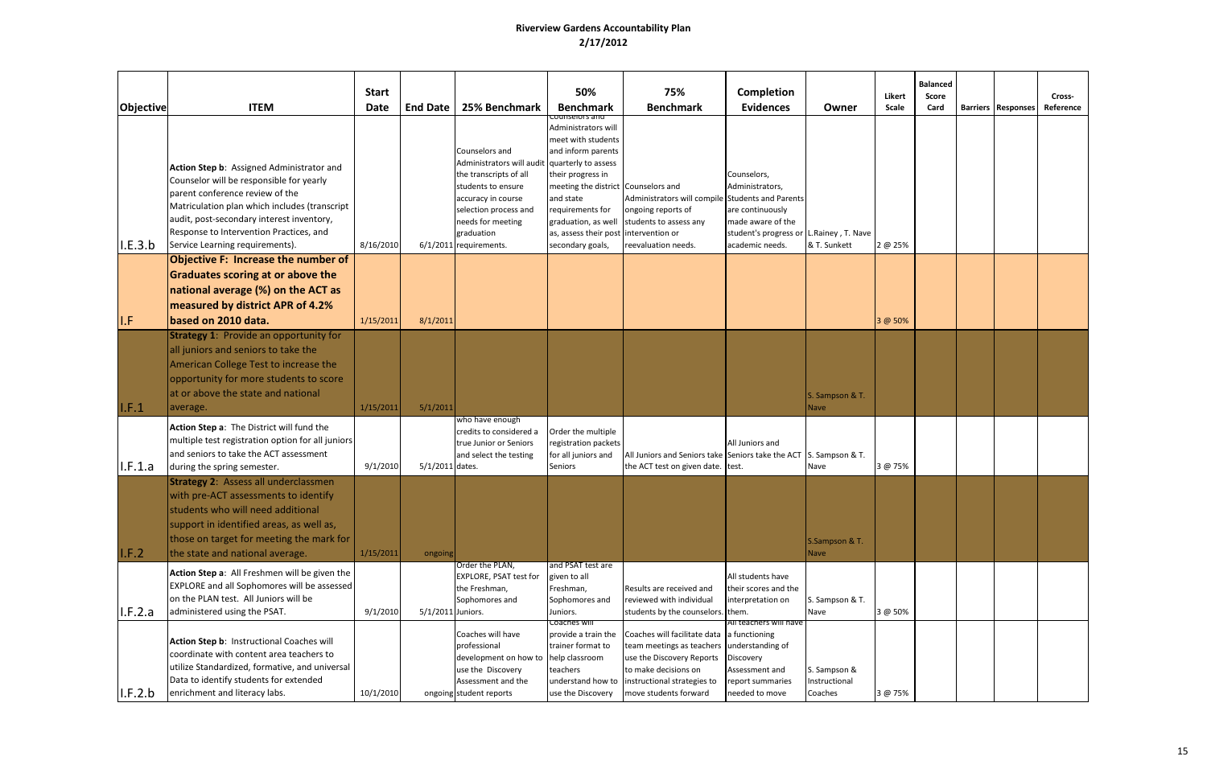# Riverview Gardens Accountability Plan

## 2/17/2012

| Objective | ITEM | Start Date | End Date | 25% Benchmark | 50% Benchmark | 75% Benchmark | Completion Evidences | Owner | Likert Scale | Balanced Score Card | Barriers | Responses | Cross-Reference |
|---|---|---|---|---|---|---|---|---|---|---|---|---|---|
| I.E.3.b | **Action Step b**: Assigned Administrator and Counselor will be responsible for yearly parent conference review of the Matriculation plan which includes (transcript audit, post-secondary interest inventory, Response to Intervention Practices, and Service Learning requirements). | 8/16/2010 | 6/1/2011 | Counselors and Administrators will audit the transcripts of all students to ensure accuracy in course selection process and needs for meeting graduation requirements. | Counselors and Administrators will meet with students and inform parents quarterly to assess their progress in meeting the district and state requirements for graduation, as well as, assess their post secondary goals, | Counselors and Administrators will compile ongoing reports of students to assess any intervention or reevaluation needs. | Counselors, Administrators, Students and Parents are continuously made aware of the student's progress or academic needs. | L.Rainey , T. Nave & T. Sunkett | 2 @ 25% | | | | |
| I.F | **Objective F: Increase the number of Graduates scoring at or above the national average (%) on the ACT as measured by district APR of 4.2% based on 2010 data.** | 1/15/2011 | 8/1/2011 | | | | | | 3 @ 50% | | | | |
| I.F.1 | **Strategy 1**: Provide an opportunity for all juniors and seniors to take the American College Test to increase the opportunity for more students to score at or above the state and national average. | 1/15/2011 | 5/1/2011 | | | | | S. Sampson & T. Nave | | | | | |
| I.F.1.a | **Action Step a**: The District will fund the multiple test registration option for all juniors and seniors to take the ACT assessment during the spring semester. | 9/1/2010 | 5/1/2011 | who have enough credits to considered a true Junior or Seniors and select the testing dates. | Order the multiple registration packets for all juniors and Seniors | All Juniors and Seniors take the ACT test on given date. | All Juniors and Seniors take the ACT test. | S. Sampson & T. Nave | 3 @ 75% | | | | |
| I.F.2 | **Strategy 2**: Assess all underclassmen with pre-ACT assessments to identify students who will need additional support in identified areas, as well as, those on target for meeting the mark for the state and national average. | 1/15/2011 | ongoing | | | | | S.Sampson & T. Nave | | | | | |
| I.F.2.a | **Action Step a**: All Freshmen will be given the EXPLORE and all Sophomores will be assessed on the PLAN test. All Juniors will be administered using the PSAT. | 9/1/2010 | 5/1/2011 | Order the PLAN, EXPLORE, PSAT test for the Freshman, Sophomores and Juniors. | and PSAT test are given to all Freshman, Sophomores and Juniors. | Results are received and reviewed with individual students by the counselors. | All students have their scores and the interpretation on them. | S. Sampson & T. Nave | 3 @ 50% | | | | |
| I.F.2.b | **Action Step b**: Instructional Coaches will coordinate with content area teachers to utilize Standardized, formative, and universal Data to identify students for extended enrichment and literacy labs. | 10/1/2010 | ongoing | Coaches will have professional development on how to use the Discovery Assessment and the student reports | Coaches will provide a train the trainer format to help classroom teachers understand how to use the Discovery | Coaches will facilitate data team meetings as teachers use the Discovery Reports to make decisions on instructional strategies to move students forward | All teachers will have a functioning understanding of Discovery Assessment and report summaries needed to move | S. Sampson & Instructional Coaches | 3 @ 75% | | | | |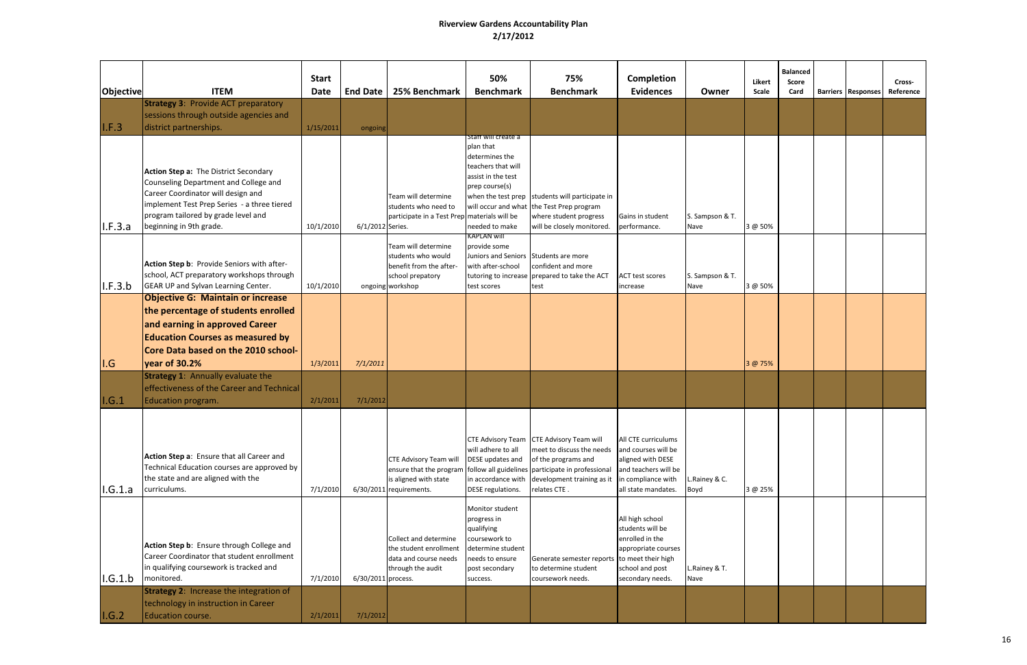# Riverview Gardens Accountability Plan

## 2/17/2012

| Objective | ITEM | Start Date | End Date | 25% Benchmark | 50% Benchmark | 75% Benchmark | Completion Evidences | Owner | Likert Scale | Balanced Score Card | Barriers | Responses | Cross-Reference |
|---|---|---|---|---|---|---|---|---|---|---|---|---|---|
| I.F.3 | **Strategy 3**: Provide ACT preparatory sessions through outside agencies and district partnerships. | 1/15/2011 | ongoing | | | | | | | | | | |
| I.F.3.a | **Action Step a:** The District Secondary Counseling Department and College and Career Coordinator will design and implement Test Prep Series - a three tiered program tailored by grade level and beginning in 9th grade. | 10/1/2010 | 6/1/2012 | Team will determine students who need to participate in a Test Prep Series. | Staff will create a plan that determines the teachers that will assist in the test prep course(s) when the test prep will occur and what materials will be needed to make | students will participate in the Test Prep program where student progress will be closely monitored. | Gains in student performance. | S. Sampson & T. Nave | 3 @ 50% | | | | |
| I.F.3.b | **Action Step b**: Provide Seniors with after-school, ACT preparatory workshops through GEAR UP and Sylvan Learning Center. | 10/1/2010 | ongoing | Team will determine students who would benefit from the after-school prepatory workshop | KAPLAN will provide some Juniors and Seniors with after-school tutoring to increase test scores | Students are more confident and more prepared to take the ACT test | ACT test scores increase | S. Sampson & T. Nave | 3 @ 50% | | | | |
| I.G | **Objective G: Maintain or increase the percentage of students enrolled and earning in approved Career Education Courses as measured by Core Data based on the 2010 school-year of 30.2%** | 1/3/2011 | *7/1/2011* | | | | | | 3 @ 75% | | | | |
| I.G.1 | **Strategy 1**: Annually evaluate the effectiveness of the Career and Technical Education program. | 2/1/2011 | 7/1/2012 | | | | | | | | | | |
| I.G.1.a | **Action Step a**: Ensure that all Career and Technical Education courses are approved by the state and are aligned with the curriculums. | 7/1/2010 | 6/30/2011 | CTE Advisory Team will ensure that the program is aligned with state requirements. | CTE Advisory Team will adhere to all DESE updates and follow all guidelines in accordance with DESE regulations. | CTE Advisory Team will meet to discuss the needs of the programs and participate in professional development training as it relates CTE . | All CTE curriculums and courses will be aligned with DESE and teachers will be in compliance with all state mandates. | L.Rainey & C. Boyd | 3 @ 25% | | | | |
| I.G.1.b | **Action Step b**: Ensure through College and Career Coordinator that student enrollment in qualifying coursework is tracked and monitored. | 7/1/2010 | 6/30/2011 | Collect and determine the student enrollment data and course needs through the audit process. | Monitor student progress in qualifying coursework to determine student needs to ensure post secondary success. | Generate semester reports to determine student coursework needs. | All high school students will be enrolled in the appropriate courses to meet their high school and post secondary needs. | L.Rainey & T. Nave | | | | | |
| I.G.2 | **Strategy 2**: Increase the integration of technology in instruction in Career Education course. | 2/1/2011 | 7/1/2012 | | | | | | | | | | |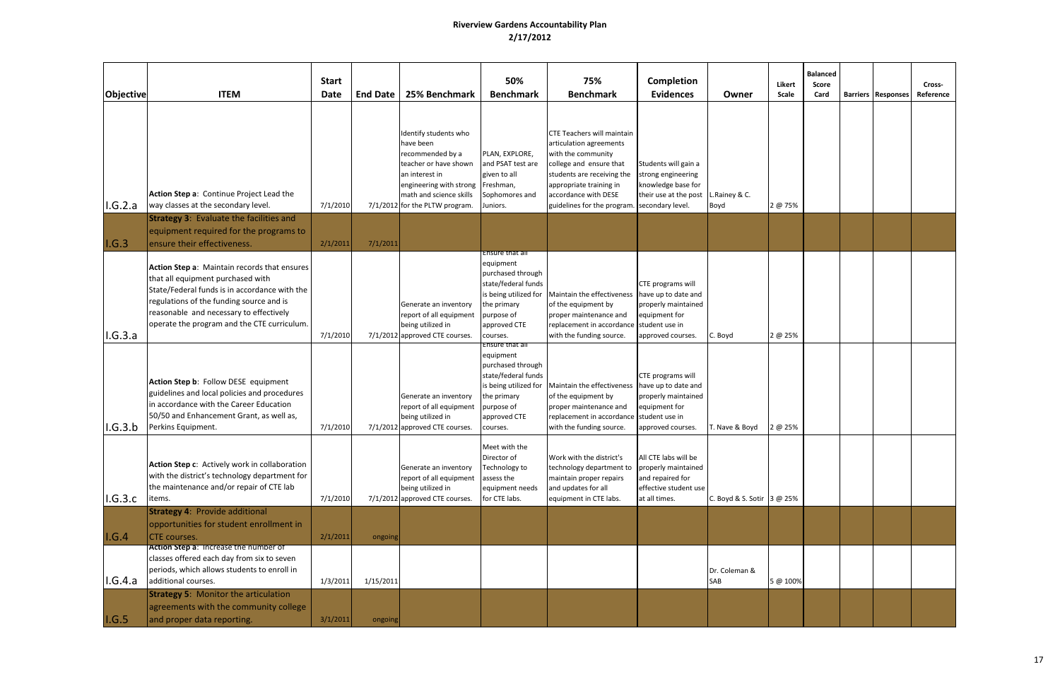**Riverview Gardens Accountability Plan**
**2/17/2012**

| Objective | ITEM | Start Date | End Date | 25% Benchmark | 50% Benchmark | 75% Benchmark | Completion Evidences | Owner | Likert Scale | Balanced Score Card | Barriers | Responses | Cross-Reference |
|---|---|---|---|---|---|---|---|---|---|---|---|---|---|
| I.G.2.a | **Action Step a**: Continue Project Lead the way classes at the secondary level. | 7/1/2010 | 7/1/2012 | Identify students who have been recommended by a teacher or have shown an interest in engineering with strong math and science skills for the PLTW program. | PLAN, EXPLORE, and PSAT test are given to all Freshman, Sophomores and Juniors. | CTE Teachers will maintain articulation agreements with the community college and ensure that students are receiving the appropriate training in accordance with DESE guidelines for the program. | Students will gain a strong engineering knowledge base for their use at the post secondary level. | L.Rainey & C. Boyd | 2 @ 75% | | | | |
| I.G.3 | **Strategy 3**: Evaluate the facilities and equipment required for the programs to ensure their effectiveness. | 2/1/2011 | 7/1/2011 | | | | | | | | | | |
| I.G.3.a | **Action Step a**: Maintain records that ensures that all equipment purchased with State/Federal funds is in accordance with the regulations of the funding source and is reasonable and necessary to effectively operate the program and the CTE curriculum. | 7/1/2010 | 7/1/2012 | Generate an inventory report of all equipment being utilized in approved CTE courses. | Ensure that all equipment purchased through state/federal funds is being utilized for the primary purpose of approved CTE courses. | Maintain the effectiveness of the equipment by proper maintenance and replacement in accordance with the funding source. | CTE programs will have up to date and properly maintained equipment for student use in approved courses. | C. Boyd | 2 @ 25% | | | | |
| I.G.3.b | **Action Step b**: Follow DESE equipment guidelines and local policies and procedures in accordance with the Career Education 50/50 and Enhancement Grant, as well as, Perkins Equipment. | 7/1/2010 | 7/1/2012 | Generate an inventory report of all equipment being utilized in approved CTE courses. | Ensure that all equipment purchased through state/federal funds is being utilized for the primary purpose of approved CTE courses. | Maintain the effectiveness of the equipment by proper maintenance and replacement in accordance with the funding source. | CTE programs will have up to date and properly maintained equipment for student use in approved courses. | T. Nave & Boyd | 2 @ 25% | | | | |
| I.G.3.c | **Action Step c**: Actively work in collaboration with the district's technology department for the maintenance and/or repair of CTE lab items. | 7/1/2010 | 7/1/2012 | Generate an inventory report of all equipment being utilized in approved CTE courses. | Meet with the Director of Technology to assess the equipment needs for CTE labs. | Work with the district's technology department to maintain proper repairs and updates for all equipment in CTE labs. | All CTE labs will be properly maintained and repaired for effective student use at all times. | C. Boyd & S. Sotir | 3 @ 25% | | | | |
| I.G.4 | **Strategy 4**: Provide additional opportunities for student enrollment in CTE courses. | 2/1/2011 | ongoing | | | | | | | | | | |
| I.G.4.a | **Action Step a**: Increase the number of classes offered each day from six to seven periods, which allows students to enroll in additional courses. | 1/3/2011 | 1/15/2011 | | | | | Dr. Coleman & SAB | 5 @ 100% | | | | |
| I.G.5 | **Strategy 5**: Monitor the articulation agreements with the community college and proper data reporting. | 3/1/2011 | ongoing | | | | | | | | | | |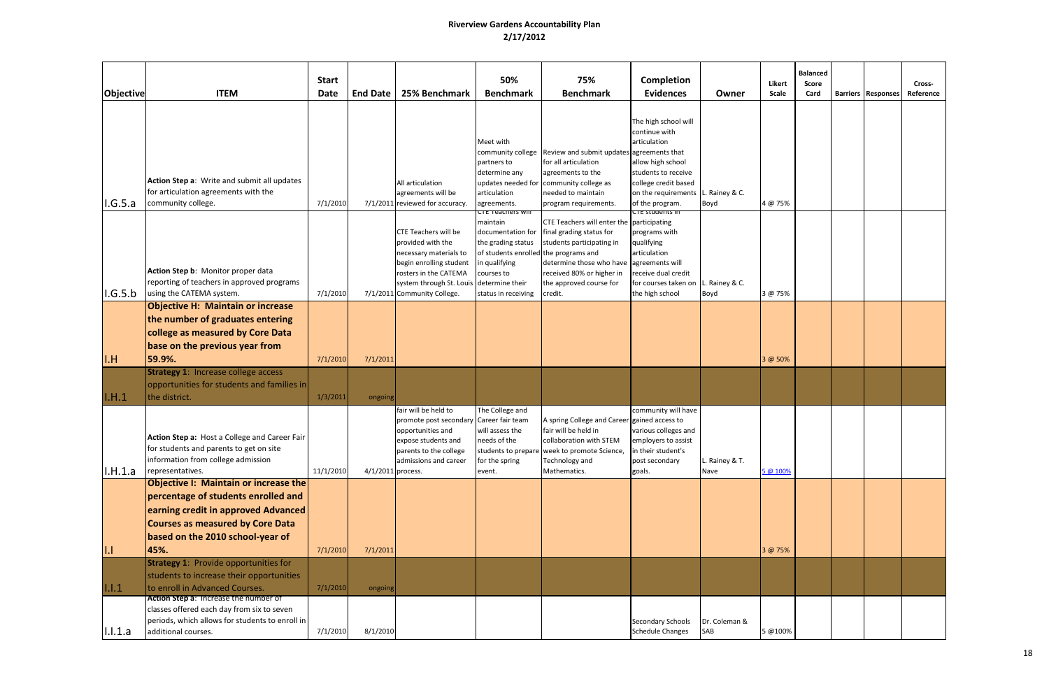# Riverview Gardens Accountability Plan
## 2/17/2012

| Objective | ITEM | Start Date | End Date | 25% Benchmark | 50% Benchmark | 75% Benchmark | Completion Evidences | Owner | Likert Scale | Balanced Score Card | Barriers | Responses | Cross-Reference |
|---|---|---|---|---|---|---|---|---|---|---|---|---|---|
| I.G.5.a | **Action Step a**: Write and submit all updates for articulation agreements with the community college. | 7/1/2010 | 7/1/2011 | All articulation agreements will be reviewed for accuracy. | Meet with community college partners to determine any updates needed for articulation agreements. | Review and submit updates for all articulation agreements to the community college as needed to maintain program requirements. | The high school will continue with articulation agreements that allow high school students to receive college credit based on the requirements of the program. | L. Rainey & C. Boyd | 4 @ 75% | | | | |
| I.G.5.b | **Action Step b**: Monitor proper data reporting of teachers in approved programs using the CATEMA system. | 7/1/2010 | 7/1/2011 | CTE Teachers will be provided with the necessary materials to begin enrolling student rosters in the CATEMA system through St. Louis Community College. | CTE Teachers will maintain documentation for the grading status of students enrolled in qualifying courses to determine their status in receiving | CTE Teachers will enter the final grading status for students participating in the programs and determine those who have received 80% or higher in the approved course for credit. | CTE students in participating programs with qualifying articulation agreements will receive dual credit for courses taken on the high school | L. Rainey & C. Boyd | 3 @ 75% | | | | |
| I.H | **Objective H: Maintain or increase the number of graduates entering college as measured by Core Data base on the previous year from 59.9%.** | 7/1/2010 | 7/1/2011 | | | | | | 3 @ 50% | | | | |
| I.H.1 | **Strategy 1**: Increase college access opportunities for students and families in the district. | 1/3/2011 | ongoing | | | | | | | | | | |
| I.H.1.a | **Action Step a:** Host a College and Career Fair for students and parents to get on site information from college admission representatives. | 11/1/2010 | 4/1/2011 | fair will be held to promote post secondary opportunities and expose students and parents to the college admissions and career process. | The College and Career fair team will assess the needs of the students to prepare for the spring event. | A spring College and Career fair will be held in collaboration with STEM week to promote Science, Technology and Mathematics. | community will have gained access to various colleges and employers to assist in their student's post secondary goals. | L. Rainey & T. Nave | 5 @ 100% | | | | |
| I.I | **Objective I: Maintain or increase the percentage of students enrolled and earning credit in approved Advanced Courses as measured by Core Data based on the 2010 school-year of 45%.** | 7/1/2010 | 7/1/2011 | | | | | | 3 @ 75% | | | | |
| I.I.1 | **Strategy 1**: Provide opportunities for students to increase their opportunities to enroll in Advanced Courses. | 7/1/2010 | ongoing | | | | | | | | | | |
| I.I.1.a | **Action Step a**: Increase the number of classes offered each day from six to seven periods, which allows for students to enroll in additional courses. | 7/1/2010 | 8/1/2010 | | | | Secondary Schools Schedule Changes | Dr. Coleman & SAB | 5 @100% | | | | |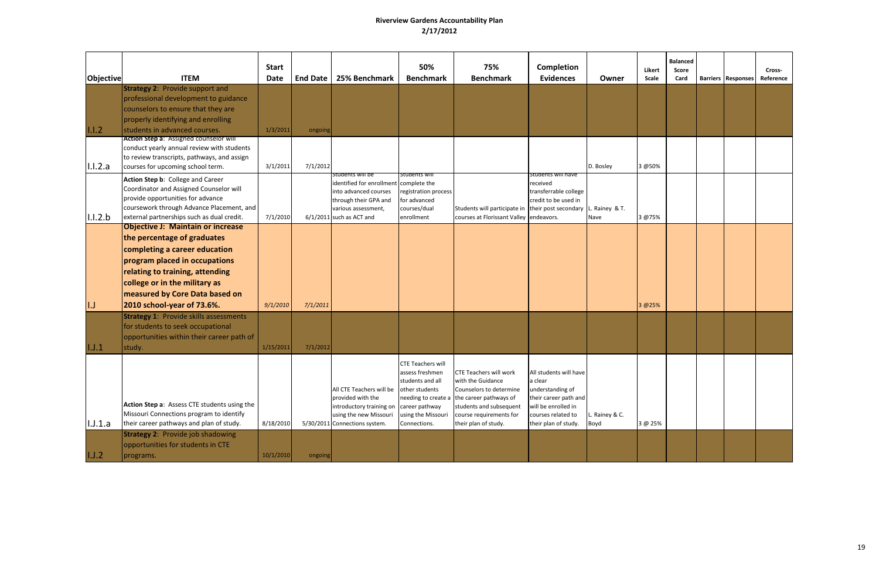# Riverview Gardens Accountability Plan
## 2/17/2012

| Objective | ITEM | Start Date | End Date | 25% Benchmark | 50% Benchmark | 75% Benchmark | Completion Evidences | Owner | Likert Scale | Balanced Score Card | Barriers | Responses | Cross-Reference |
|---|---|---|---|---|---|---|---|---|---|---|---|---|---|
| I.I.2 | **Strategy 2**: Provide support and professional development to guidance counselors to ensure that they are properly identifying and enrolling students in advanced courses. | 1/3/2011 | ongoing | | | | | | | | | | |
| I.I.2.a | **Action Step a**: Assigned counselor will conduct yearly annual review with students to review transcripts, pathways, and assign courses for upcoming school term. | 3/1/2011 | 7/1/2012 | | | | | D. Bosley | 3 @50% | | | | |
| I.I.2.b | **Action Step b**: College and Career Coordinator and Assigned Counselor will provide opportunities for advance coursework through Advance Placement, and external partnerships such as dual credit. | 7/1/2010 | 6/1/2011 | Students will be identified for enrollment into advanced courses through their GPA and various assessment, such as ACT and | Students will complete the registration process for advanced courses/dual enrollment | Students will participate in courses at Florissant Valley | Students will have received transferrable college credit to be used in their post secondary endeavors. | L. Rainey & T. Nave | 3 @75% | | | | |
| I.J | **Objective J: Maintain or increase the percentage of graduates completing a career education program placed in occupations relating to training, attending college or in the military as measured by Core Data based on 2010 school-year of 73.6%.** | *9/1/2010* | *7/1/2011* | | | | | | 3 @25% | | | | |
| I.J.1 | **Strategy 1**: Provide skills assessments for students to seek occupational opportunities within their career path of study. | 1/15/2011 | 7/1/2012 | | | | | | | | | | |
| I.J.1.a | **Action Step a**: Assess CTE students using the Missouri Connections program to identify their career pathways and plan of study. | 8/18/2010 | 5/30/2011 | All CTE Teachers will be provided with the introductory training on using the new Missouri Connections system. | CTE Teachers will assess freshmen students and all other students needing to create a career pathway using the Missouri Connections. | CTE Teachers will work with the Guidance Counselors to determine the career pathways of students and subsequent course requirements for their plan of study. | All students will have a clear understanding of their career path and will be enrolled in courses related to their plan of study. | L. Rainey & C. Boyd | 3 @ 25% | | | | |
| I.J.2 | **Strategy 2**: Provide job shadowing opportunities for students in CTE programs. | 10/1/2010 | ongoing | | | | | | | | | | |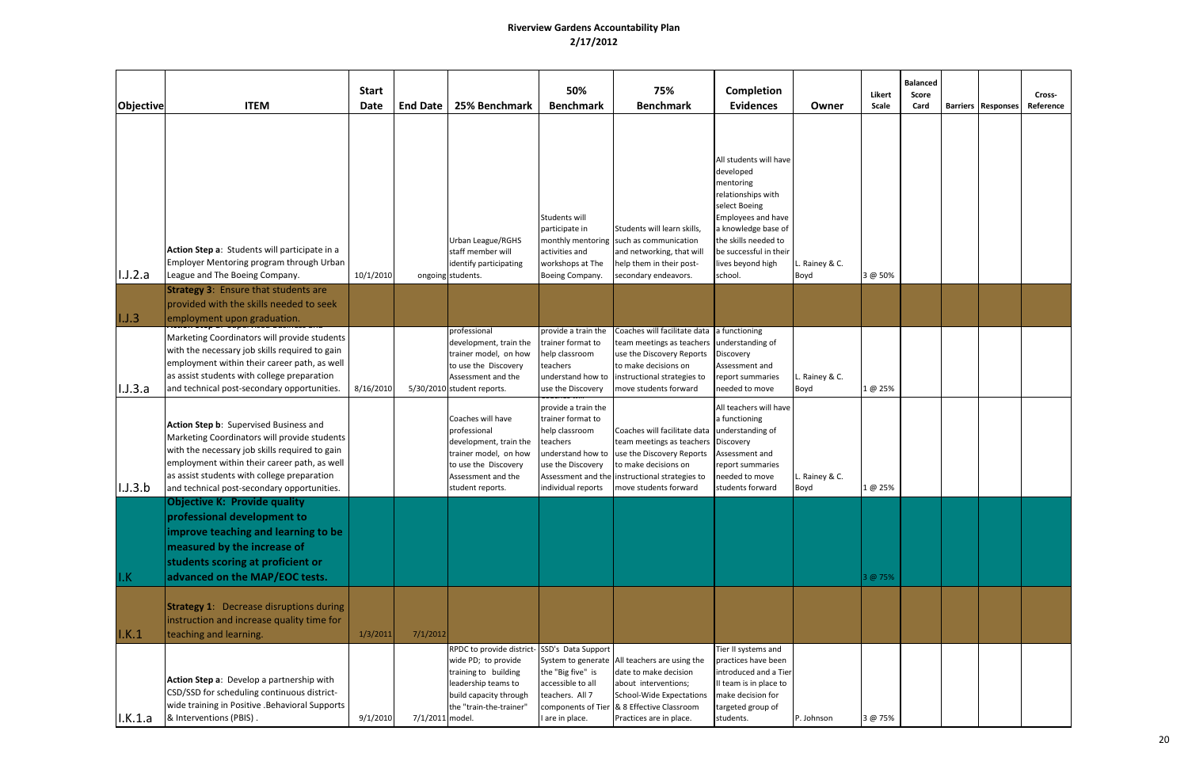# Riverview Gardens Accountability Plan

## 2/17/2012

| Objective | ITEM | Start Date | End Date | 25% Benchmark | 50% Benchmark | 75% Benchmark | Completion Evidences | Owner | Likert Scale | Balanced Score Card | Barriers | Responses | Cross-Reference |
|---|---|---|---|---|---|---|---|---|---|---|---|---|---|
| I.J.2.a | **Action Step a**: Students will participate in a Employer Mentoring program through Urban League and The Boeing Company. | 10/1/2010 | ongoing | Urban League/RGHS staff member will identify participating students. | Students will participate in monthly mentoring activities and workshops at The Boeing Company. | Students will learn skills, such as communication and networking, that will help them in their post-secondary endeavors. | All students will have developed mentoring relationships with select Boeing Employees and have a knowledge base of the skills needed to be successful in their lives beyond high school. | L. Rainey & C. Boyd | 3 @ 50% | | | | |
| I.J.3 | **Strategy 3**: Ensure that students are provided with the skills needed to seek employment upon graduation. | | | | | | | | | | | | |
| I.J.3.a | **Action Step a**: Supervised Business and Marketing Coordinators will provide students with the necessary job skills required to gain employment within their career path, as well as assist students with college preparation and technical post-secondary opportunities. | 8/16/2010 | 5/30/2010 | professional development, train the trainer model, on how to use the Discovery Assessment and the student reports. | provide a train the trainer format to help classroom teachers understand how to use the Discovery | Coaches will facilitate data team meetings as teachers use the Discovery Reports to make decisions on instructional strategies to move students forward | a functioning understanding of Discovery Assessment and report summaries needed to move | L. Rainey & C. Boyd | 1 @ 25% | | | | |
| I.J.3.b | **Action Step b**: Supervised Business and Marketing Coordinators will provide students with the necessary job skills required to gain employment within their career path, as well as assist students with college preparation and technical post-secondary opportunities. | | | Coaches will have professional development, train the trainer model, on how to use the Discovery Assessment and the student reports. | provide a train the trainer format to help classroom teachers understand how to use the Discovery Assessment and the individual reports | Coaches will facilitate data team meetings as teachers use the Discovery Reports to make decisions on instructional strategies to move students forward | All teachers will have a functioning understanding of Discovery Assessment and report summaries needed to move students forward | L. Rainey & C. Boyd | 1 @ 25% | | | | |
| I.K | **Objective K: Provide quality professional development to improve teaching and learning to be measured by the increase of students scoring at proficient or advanced on the MAP/EOC tests.** | | | | | | | | 3 @ 75% | | | | |
| I.K.1 | **Strategy 1**: Decrease disruptions during instruction and increase quality time for teaching and learning. | 1/3/2011 | 7/1/2012 | | | | | | | | | | |
| I.K.1.a | **Action Step a**: Develop a partnership with CSD/SSD for scheduling continuous district-wide training in Positive .Behavioral Supports & Interventions (PBIS) . | 9/1/2010 | 7/1/2011 | RPDC to provide district-wide PD; to provide training to building leadership teams to build capacity through the "train-the-trainer" model. | SSD's Data Support System to generate the "Big five" is accessible to all teachers. All 7 components of Tier I are in place. | All teachers are using the date to make decision about interventions; School-Wide Expectations & 8 Effective Classroom Practices are in place. | Tier II systems and practices have been introduced and a Tier II team is in place to make decision for targeted group of students. | P. Johnson | 3 @ 75% | | | | |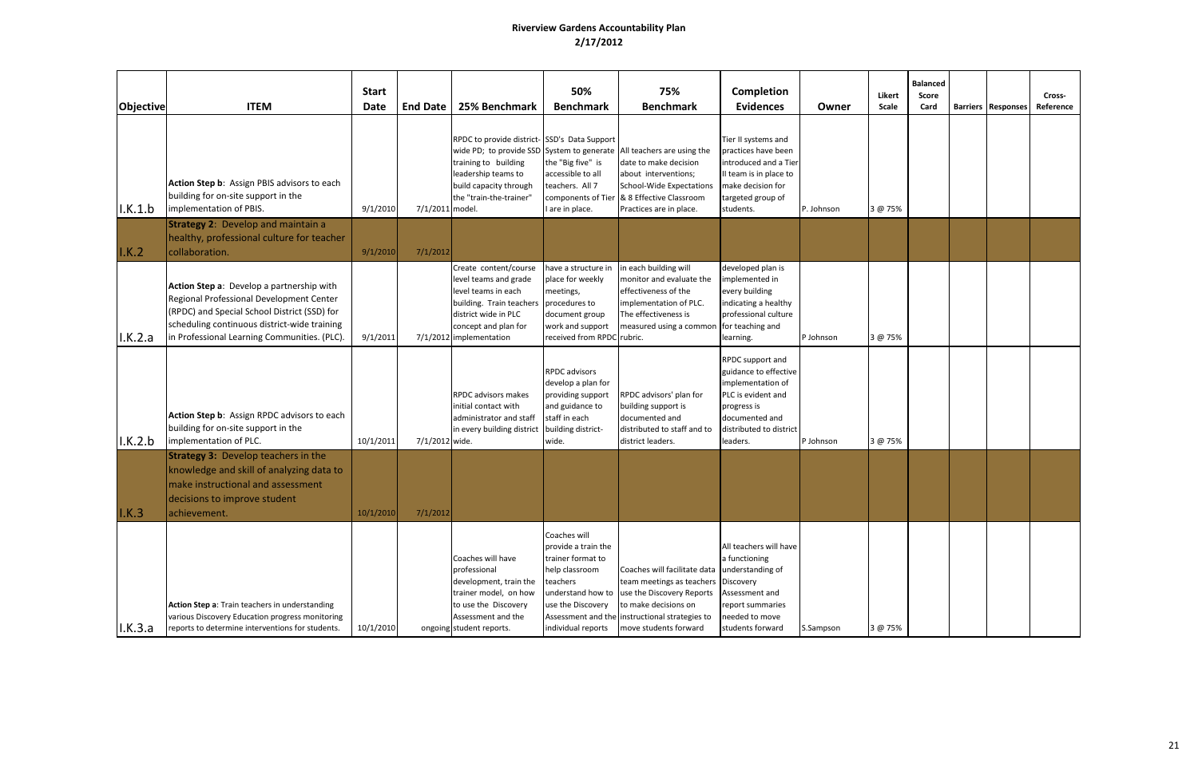# Riverview Gardens Accountability Plan

## 2/17/2012

| Objective | ITEM | Start Date | End Date | 25% Benchmark | 50% Benchmark | 75% Benchmark | Completion Evidences | Owner | Likert Scale | Balanced Score Card | Barriers | Responses | Cross-Reference |
|---|---|---|---|---|---|---|---|---|---|---|---|---|---|
| I.K.1.b | **Action Step b**: Assign PBIS advisors to each building for on-site support in the implementation of PBIS. | 9/1/2010 | 7/1/2011 | RPDC to provide district-wide PD; to provide SSD training to building leadership teams to build capacity through the "train-the-trainer" model. | SSD's Data Support System to generate the "Big five" is accessible to all teachers. All 7 components of Tier I are in place. | All teachers are using the date to make decision about interventions; School-Wide Expectations & 8 Effective Classroom Practices are in place. | Tier II systems and practices have been introduced and a Tier II team is in place to make decision for targeted group of students. | P. Johnson | 3 @ 75% | | | | |
| I.K.2 | **Strategy 2**: Develop and maintain a healthy, professional culture for teacher collaboration. | 9/1/2010 | 7/1/2012 | | | | | | | | | | |
| I.K.2.a | **Action Step a**: Develop a partnership with Regional Professional Development Center (RPDC) and Special School District (SSD) for scheduling continuous district-wide training in Professional Learning Communities. (PLC). | 9/1/2011 | 7/1/2012 | Create content/course level teams and grade level teams in each building. Train teachers district wide in PLC concept and plan for implementation | have a structure in place for weekly meetings, procedures to document group work and support received from RPDC | in each building will monitor and evaluate the effectiveness of the implementation of PLC. The effectiveness is measured using a common rubric. | developed plan is implemented in every building indicating a healthy professional culture for teaching and learning. | P Johnson | 3 @ 75% | | | | |
| I.K.2.b | **Action Step b**: Assign RPDC advisors to each building for on-site support in the implementation of PLC. | 10/1/2011 | 7/1/2012 | RPDC advisors makes initial contact with administrator and staff in every building district wide. | RPDC advisors develop a plan for providing support and guidance to staff in each building district-wide. | RPDC advisors' plan for building support is documented and distributed to staff and to district leaders. | RPDC support and guidance to effective implementation of PLC is evident and progress is documented and distributed to district leaders. | P Johnson | 3 @ 75% | | | | |
| I.K.3 | **Strategy 3:** Develop teachers in the knowledge and skill of analyzing data to make instructional and assessment decisions to improve student achievement. | 10/1/2010 | 7/1/2012 | | | | | | | | | | |
| I.K.3.a | **Action Step a**: Train teachers in understanding various Discovery Education progress monitoring reports to determine interventions for students. | 10/1/2010 | ongoing | Coaches will have professional development, train the trainer model, on how to use the Discovery Assessment and the student reports. | Coaches will provide a train the trainer format to help classroom teachers understand how to use the Discovery Assessment and the individual reports | Coaches will facilitate data team meetings as teachers use the Discovery Reports to make decisions on instructional strategies to move students forward | All teachers will have a functioning understanding of Discovery Assessment and report summaries needed to move students forward | S.Sampson | 3 @ 75% | | | | |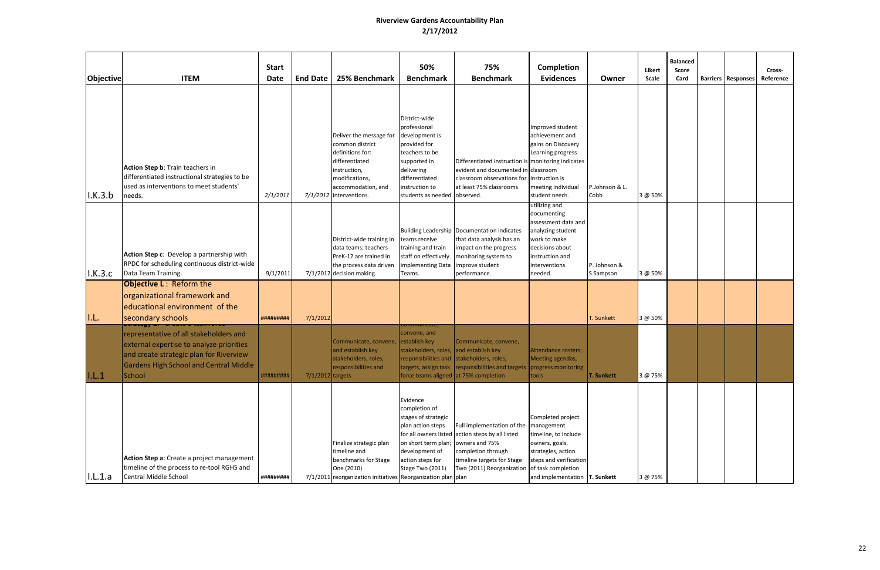# Riverview Gardens Accountability Plan

## 2/17/2012

| Objective | ITEM | Start Date | End Date | 25% Benchmark | 50% Benchmark | 75% Benchmark | Completion Evidences | Owner | Likert Scale | Balanced Score Card | Barriers | Responses | Cross-Reference |
|---|---|---|---|---|---|---|---|---|---|---|---|---|---|
| I.K.3.b | **Action Step b**: Train teachers in differentiated instructional strategies to be used as interventions to meet students' needs. | 2/1/2011 | 7/1/2012 | Deliver the message for common district definitions for: differentiated instruction, modifications, accommodation, and interventions. | District-wide professional development is provided for teachers to be supported in delivering differentiated instruction to students as needed. | Differentiated instruction is evident and documented in classroom observations for at least 75% classrooms observed. | Improved student achievement and gains on Discovery Learning progress monitoring indicates classroom instruction is meeting individual student needs. | P.Johnson & L. Cobb | 3 @ 50% | | | | |
| I.K.3.c | **Action Step c**: Develop a partnership with RPDC for scheduling continuous district-wide Data Team Training. | 9/1/2011 | 7/1/2012 | District-wide training in data teams; teachers PreK-12 are trained in the process data driven decision making. | Building Leadership teams receive training and train staff on effectively implementing Data Teams. | Documentation indicates that data analysis has an impact on the progress monitoring system to improve student performance. | utilizing and documenting assessment data and analyzing student work to make decisions about instruction and interventions needed. | P. Johnson & S.Sampson | 3 @ 50% | | | | |
| I.L. | **Objective L**: Reform the organizational framework and educational environment of the secondary schools | ######### | 7/1/2012 | | | | | T. Sunkett | 3 @ 50% | | | | |
| I.L.1 | Strategy 1: Create a task force representative of all stakeholders and external expertise to analyze priorities and create strategic plan for Riverview Gardens High School and Central Middle School | ######### | 7/1/2012 | Communicate, convene, and establish key stakeholders, roles, responsibilities and targets | Communicate, convene, and establish key stakeholders, roles, responsibilities and targets, assign task force teams aligned | Communicate, convene, establish key stakeholders, roles, responsibilities and targets at 75% completion | Attendance rosters; Meeting agendas, progress monitoring tools | **T. Sunkett** | 3 @ 75% | | | | |
| I.L.1.a | **Action Step a**: Create a project management timeline of the process to re-tool RGHS and Central Middle School | ######### | 7/1/2011 | Finalize strategic plan timeline and benchmarks for Stage One (2010) reorganization initiatives | Evidence completion of stages of strategic plan action steps for all owners listed on short term plan; development of action steps for Stage Two (2011) Reorganization plan | Full implementation of the action steps by all listed owners and 75% completion through timeline targets for Stage Two (2011) Reorganization plan | Completed project management timeline, to include owners, goals, strategies, action steps and verification of task completion and implementation | **T. Sunkett** | 3 @ 75% | | | | |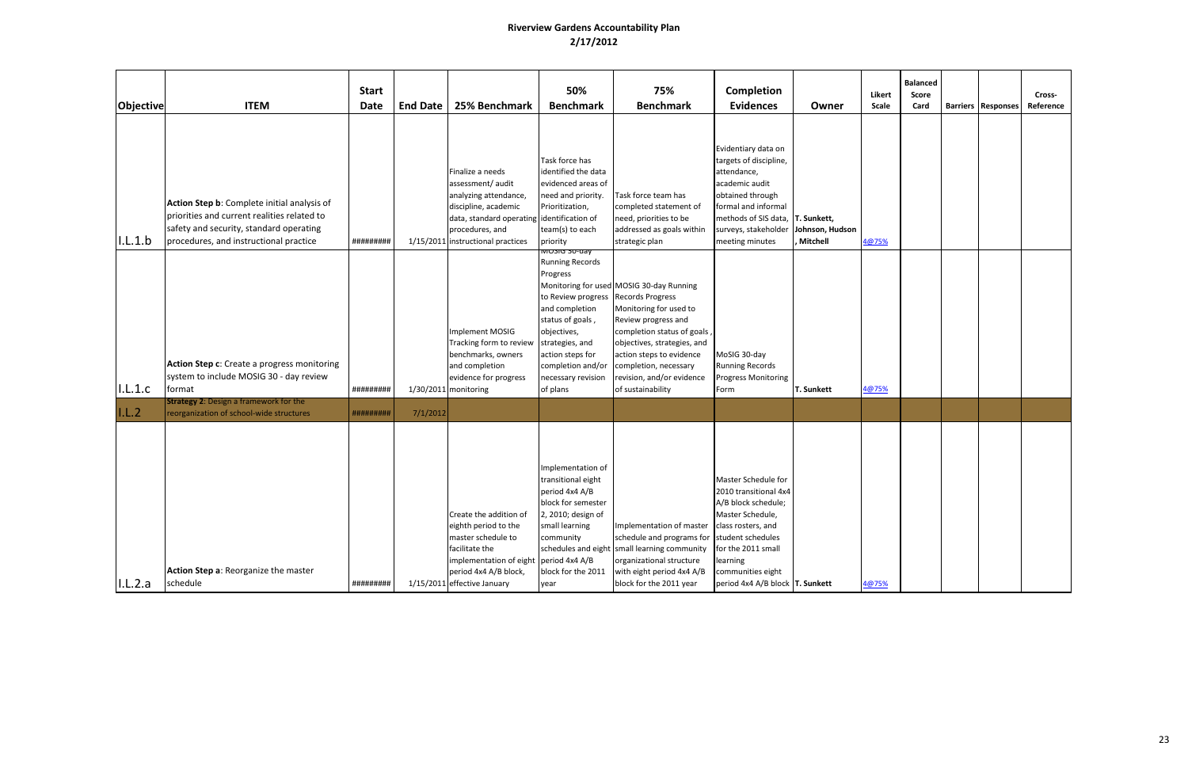# Riverview Gardens Accountability Plan
## 2/17/2012

| Objective | ITEM | Start Date | End Date | 25% Benchmark | 50% Benchmark | 75% Benchmark | Completion Evidences | Owner | Likert Scale | Balanced Score Card | Barriers | Responses | Cross-Reference |
|---|---|---|---|---|---|---|---|---|---|---|---|---|---|
| I.L.1.b | **Action Step b**: Complete initial analysis of priorities and current realities related to safety and security, standard operating procedures, and instructional practice | ######### | 1/15/2011 | Finalize a needs assessment/ audit analyzing attendance, discipline, academic data, standard operating procedures, and instructional practices | Task force has identified the data evidenced areas of need and priority. Prioritization, identification of team(s) to each priority | Task force team has completed statement of need, priorities to be addressed as goals within strategic plan | Evidentiary data on targets of discipline, attendance, academic audit obtained through formal and informal methods of SIS data, surveys, stakeholder meeting minutes | **T. Sunkett, Johnson, Hudson, Mitchell** | 4@75% | | | | |
| I.L.1.c | **Action Step c**: Create a progress monitoring system to include MOSIG 30 - day review format | ######### | 1/30/2011 | Implement MOSIG Tracking form to review benchmarks, owners and completion evidence for progress monitoring | MOSIG 30-day Running Records Progress Monitoring for used to Review progress and completion status of goals , objectives, strategies, and action steps for completion and/or necessary revision of plans | MOSIG 30-day Running Records Progress Monitoring for used to Review progress and completion status of goals , objectives, strategies, and action steps to evidence completion, necessary revision, and/or evidence of sustainability | MoSIG 30-day Running Records Progress Monitoring Form | **T. Sunkett** | 4@75% | | | | |
| I.L.2 | **Strategy 2**: Design a framework for the reorganization of school-wide structures | ######### | 7/1/2012 | | | | | | | | | | |
| I.L.2.a | **Action Step a**: Reorganize the master schedule | ######### | 1/15/2011 | Create the addition of eighth period to the master schedule to facilitate the implementation of eight period 4x4 A/B block, effective January | Implementation of transitional eight period 4x4 A/B block for semester 2, 2010; design of small learning community schedules and eight period 4x4 A/B block for the 2011 year | Implementation of master schedule and programs for small learning community organizational structure with eight period 4x4 A/B block for the 2011 year | Master Schedule for 2010 transitional 4x4 A/B block schedule; Master Schedule, class rosters, and student schedules for the 2011 small learning communities eight period 4x4 A/B block | **T. Sunkett** | 4@75% | | | | |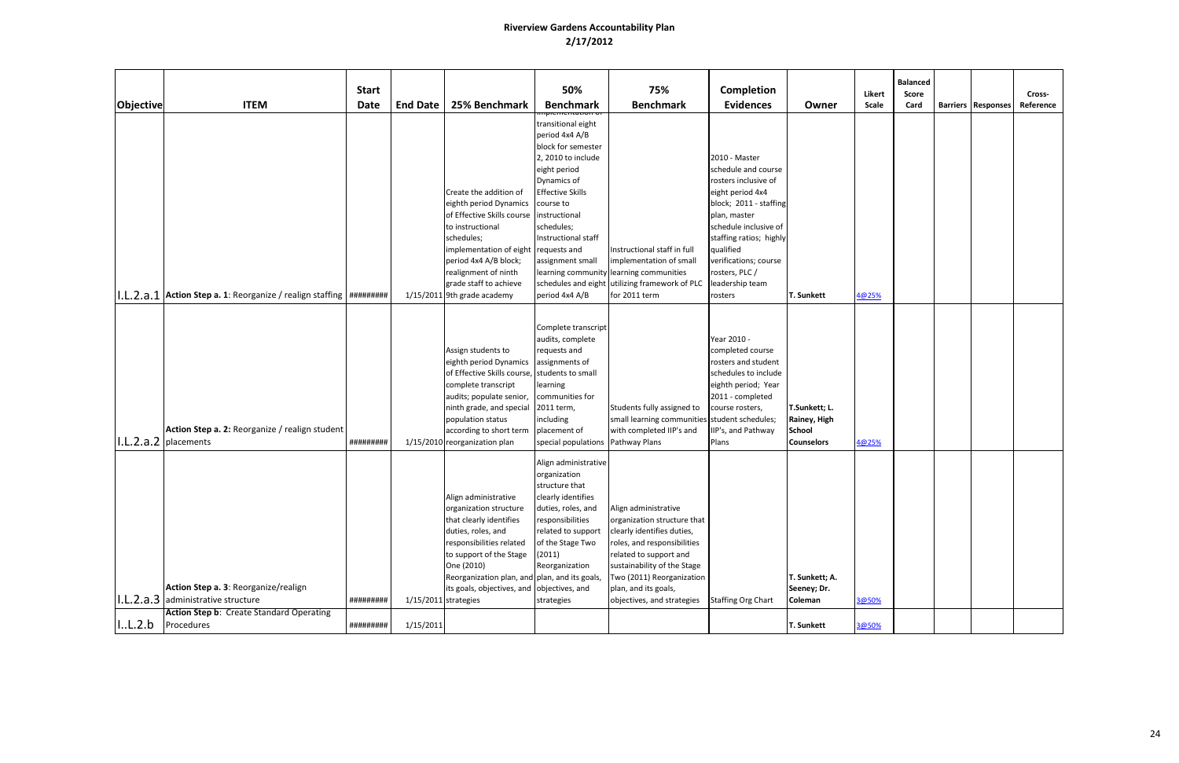# Riverview Gardens Accountability Plan

## 2/17/2012

| Objective | ITEM | Start Date | End Date | 25% Benchmark | 50% Benchmark | 75% Benchmark | Completion Evidences | Owner | Likert Scale | Balanced Score Card | Barriers | Responses | Cross-Reference |
|---|---|---|---|---|---|---|---|---|---|---|---|---|---|
| I.L.2.a.1 | **Action Step a. 1**: Reorganize / realign staffing | ######### | 1/15/2011 | Create the addition of eighth period Dynamics of Effective Skills course to instructional schedules; implementation of eight period 4x4 A/B block; realignment of ninth grade staff to achieve 9th grade academy | implementation of transitional eight period 4x4 A/B block for semester 2, 2010 to include eight period Dynamics of Effective Skills course to instructional schedules; Instructional staff requests and assignment small learning community schedules and eight period 4x4 A/B | Instructional staff in full implementation of small learning communities utilizing framework of PLC for 2011 term | 2010 - Master schedule and course rosters inclusive of eight period 4x4 block; 2011 - staffing plan, master schedule inclusive of staffing ratios; highly qualified verifications; course rosters, PLC / leadership team rosters | T. Sunkett | 4@25% | | | | |
| I.L.2.a.2 | **Action Step a. 2:** Reorganize / realign student placements | ######### | 1/15/2010 | Assign students to eighth period Dynamics of Effective Skills course, complete transcript audits; populate senior, ninth grade, and special population status according to short term reorganization plan | Complete transcript audits, complete requests and assignments of students to small learning communities for 2011 term, including placement of special populations | Students fully assigned to small learning communities with completed IIP's and Pathway Plans | Year 2010 - completed course rosters and student schedules to include eighth period; Year 2011 - completed course rosters, student schedules; IIP's, and Pathway Plans | T.Sunkett; L. Rainey, High School Counselors | 4@25% | | | | |
| I.L.2.a.3 | **Action Step a. 3**: Reorganize/realign administrative structure | ######### | 1/15/2011 | Align administrative organization structure that clearly identifies duties, roles, and responsibilities related to support of the Stage One (2010) Reorganization plan, and its goals, objectives, and strategies | Align administrative organization structure that clearly identifies duties, roles, and responsibilities related to support of the Stage Two (2011) Reorganization plan, and its goals, objectives, and strategies | Align administrative organization structure that clearly identifies duties, roles, and responsibilities related to support and sustainability of the Stage Two (2011) Reorganization plan, and its goals, objectives, and strategies | Staffing Org Chart | T. Sunkett; A. Seeney; Dr. Coleman | 3@50% | | | | |
| I..L.2.b | **Action Step b**: Create Standard Operating Procedures | ######### | 1/15/2011 | | | | | T. Sunkett | 3@50% | | | | |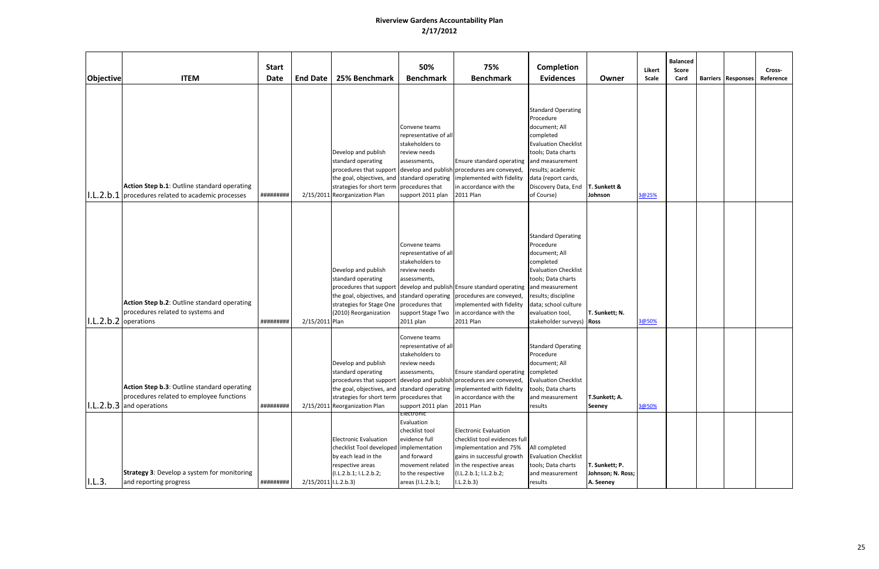# Riverview Gardens Accountability Plan
## 2/17/2012

| Objective | ITEM | Start Date | End Date | 25% Benchmark | 50% Benchmark | 75% Benchmark | Completion Evidences | Owner | Likert Scale | Balanced Score Card | Barriers | Responses | Cross-Reference |
|---|---|---|---|---|---|---|---|---|---|---|---|---|---|
| I.L.2.b.1 | **Action Step b.1**: Outline standard operating procedures related to academic processes | ######### | 2/15/2011 | Develop and publish standard operating procedures that support the goal, objectives, and strategies for short term Reorganization Plan | Convene teams representative of all stakeholders to review needs assessments, develop and publish standard operating procedures that support 2011 plan | Ensure standard operating procedures are conveyed, implemented with fidelity in accordance with the 2011 Plan | Standard Operating Procedure document; All completed Evaluation Checklist tools; Data charts and measurement results; academic data (report cards, Discovery Data, End of Course) | T. Sunkett & Johnson | 3@25% | | | | |
| I.L.2.b.2 | **Action Step b.2**: Outline standard operating procedures related to systems and operations | ######### | 2/15/2011 | Develop and publish standard operating procedures that support the goal, objectives, and strategies for Stage One (2010) Reorganization Plan | Convene teams representative of all stakeholders to review needs assessments, develop and publish standard operating procedures that support Stage Two 2011 plan | Ensure standard operating procedures are conveyed, implemented with fidelity in accordance with the 2011 Plan | Standard Operating Procedure document; All completed Evaluation Checklist tools; Data charts and measurement results; discipline data; school culture evaluation tool, stakeholder surveys) | T. Sunkett; N. Ross | 3@50% | | | | |
| I.L.2.b.3 | **Action Step b.3**: Outline standard operating procedures related to employee functions and operations | ######### | 2/15/2011 | Develop and publish standard operating procedures that support the goal, objectives, and strategies for short term Reorganization Plan | Convene teams representative of all stakeholders to review needs assessments, develop and publish standard operating procedures that support 2011 plan | Ensure standard operating procedures are conveyed, implemented with fidelity in accordance with the 2011 Plan | Standard Operating Procedure document; All completed Evaluation Checklist tools; Data charts and measurement results | T.Sunkett; A. Seeney | 3@50% | | | | |
| I.L.3. | **Strategy 3**: Develop a system for monitoring and reporting progress | ######### | 2/15/2011 | Electronic Evaluation checklist Tool developed by each lead in the respective areas (I.L.2.b.1; I.L.2.b.2; I.L.2.b.3) | Electronic Evaluation checklist tool evidence full implementation and forward movement related to the respective areas (I.L.2.b.1; | Electronic Evaluation checklist tool evidences full implementation and 75% gains in successful growth in the respective areas (I.L.2.b.1; I.L.2.b.2; I.L.2.b.3) | All completed Evaluation Checklist tools; Data charts and measurement results | T. Sunkett; P. Johnson; N. Ross; A. Seeney | | | | | |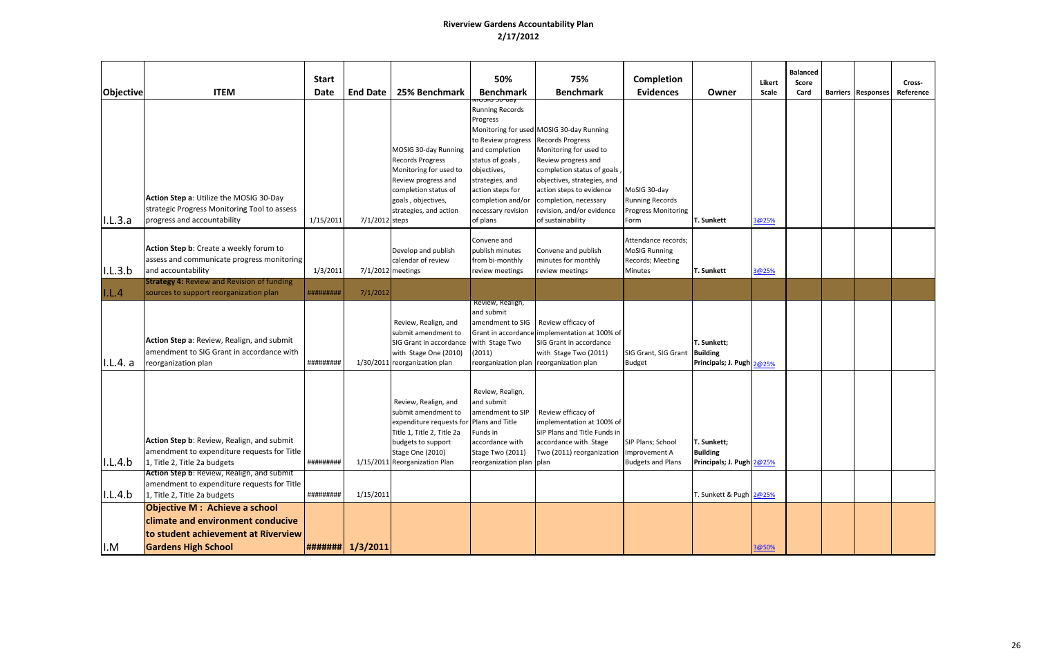# Riverview Gardens Accountability Plan

## 2/17/2012

| Objective | ITEM | Start Date | End Date | 25% Benchmark | 50% Benchmark | 75% Benchmark | Completion Evidences | Owner | Likert Scale | Balanced Score Card | Barriers | Responses | Cross-Reference |
|---|---|---|---|---|---|---|---|---|---|---|---|---|---|
| I.L.3.a | **Action Step a**: Utilize the MOSIG 30-Day strategic Progress Monitoring Tool to assess progress and accountability | 1/15/2011 | 7/1/2012 | MOSIG 30-day Running Records Progress Monitoring for used to Review progress and completion status of goals , objectives, strategies, and action steps | MOSIG 30-day Running Records Progress Monitoring for used to Review progress and completion status of goals , objectives, strategies, and action steps for completion and/or necessary revision of plans | MOSIG 30-day Running Records Progress Monitoring for used to Review progress and completion status of goals , objectives, strategies, and action steps to evidence completion, necessary revision, and/or evidence of sustainability | MoSIG 30-day Running Records Progress Monitoring Form | T. Sunkett | 3@25% | | | | |
| I.L.3.b | **Action Step b**: Create a weekly forum to assess and communicate progress monitoring and accountability | 1/3/2011 | 7/1/2012 | Develop and publish calendar of review meetings | Convene and publish minutes from bi-monthly review meetings | Convene and publish minutes for monthly review meetings | Attendance records; MoSIG Running Records; Meeting Minutes | T. Sunkett | 3@25% | | | | |
| I.L.4 | **Strategy 4:** Review and Revision of funding sources to support reorganization plan | ######### | 7/1/2012 | | | | | | | | | | |
| I.L.4. a | **Action Step a**: Review, Realign, and submit amendment to SIG Grant in accordance with reorganization plan | ######### | 1/30/2011 | Review, Realign, and submit amendment to SIG Grant in accordance with Stage One (2010) reorganization plan | Review, Realign, and submit amendment to SIG Grant in accordance with Stage Two (2011) reorganization plan | Review efficacy of implementation at 100% of SIG Grant in accordance with Stage Two (2011) reorganization plan | SIG Grant, SIG Grant Budget | **T. Sunkett; Building Principals; J. Pugh** | 2@25% | | | | |
| I.L.4.b | **Action Step b**: Review, Realign, and submit amendment to expenditure requests for Title 1, Title 2, Title 2a budgets | ######### | 1/15/2011 | Review, Realign, and submit amendment to expenditure requests for Title 1, Title 2, Title 2a budgets to support Stage One (2010) Reorganization Plan | Review, Realign, and submit amendment to SIP Plans and Title Funds in accordance with Stage Two (2011) reorganization plan | Review efficacy of implementation at 100% of SIP Plans and Title Funds in accordance with Stage Two (2011) reorganization plan | SIP Plans; School Improvement A Budgets and Plans | **T. Sunkett; Building Principals; J. Pugh** | 2@25% | | | | |
| I.L.4.b | **Action Step b**: Review, Realign, and submit amendment to expenditure requests for Title 1, Title 2, Title 2a budgets | ######### | 1/15/2011 | | | | | T. Sunkett & Pugh | 2@25% | | | | |
| I.M | **Objective M : Achieve a school climate and environment conducive to student achievement at Riverview Gardens High School** | ####### | 1/3/2011 | | | | | | 3@50% | | | | |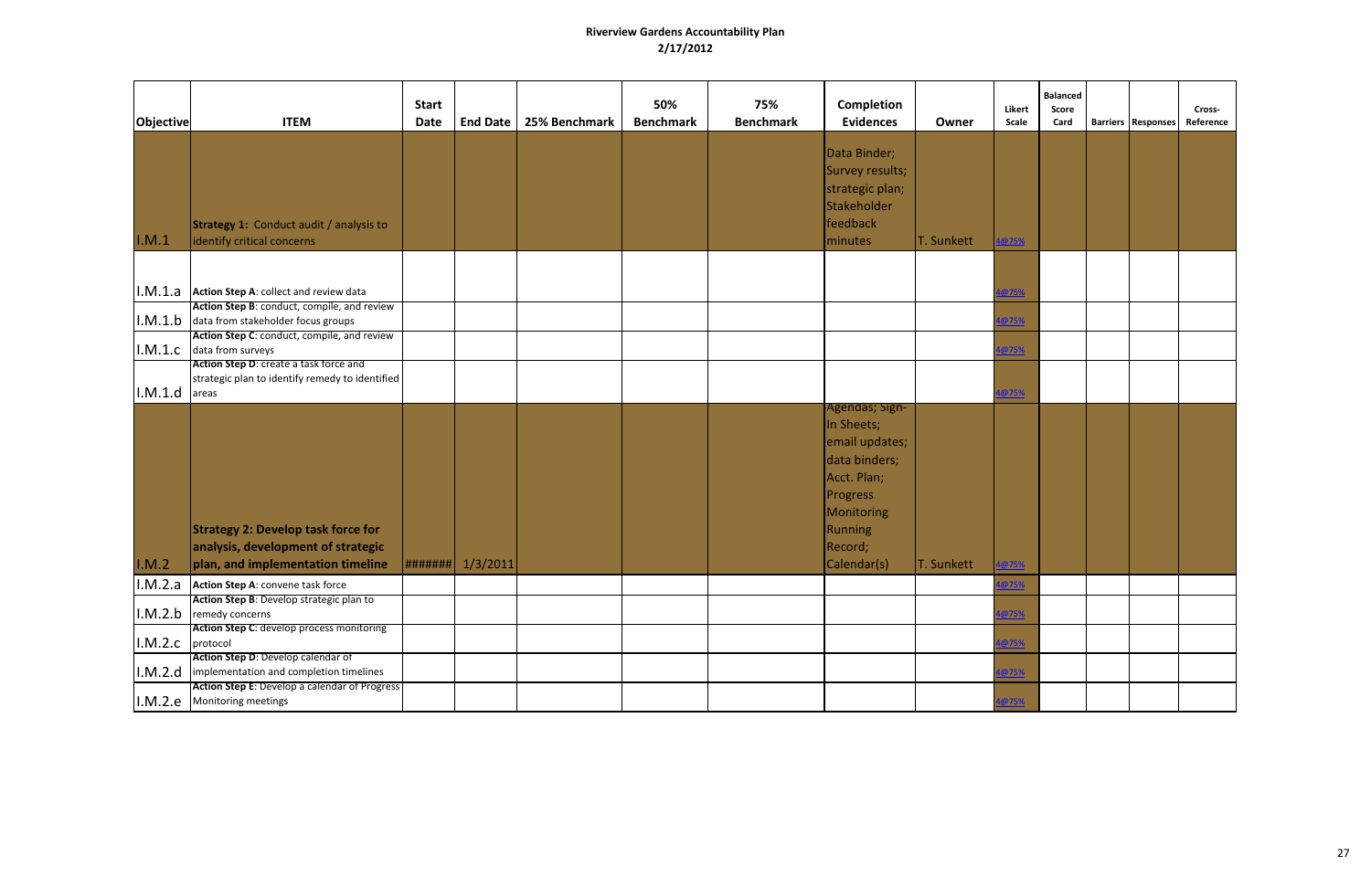# Riverview Gardens Accountability Plan

## 2/17/2012

| Objective | ITEM | Start Date | End Date | 25% Benchmark | 50% Benchmark | 75% Benchmark | Completion Evidences | Owner | Likert Scale | Balanced Score Card | Barriers | Responses | Cross-Reference |
|---|---|---|---|---|---|---|---|---|---|---|---|---|---|
| I.M.1 | **Strategy 1:** Conduct audit / analysis to identify critical concerns | | | | | | Data Binder; Survey results; strategic plan; Stakeholder feedback minutes | T. Sunkett | 4@75% | | | | |
| I.M.1.a | **Action Step A**: collect and review data | | | | | | | | 4@75% | | | | |
| I.M.1.b | **Action Step B**: conduct, compile, and review data from stakeholder focus groups | | | | | | | | 4@75% | | | | |
| I.M.1.c | **Action Step C**: conduct, compile, and review data from surveys | | | | | | | | 4@75% | | | | |
| I.M.1.d | **Action Step D**: create a task force and strategic plan to identify remedy to identified areas | | | | | | | | 4@75% | | | | |
| I.M.2 | **Strategy 2: Develop task force for analysis, development of strategic plan, and implementation timeline** | ####### | 1/3/2011 | | | | Agendas; Sign-In Sheets; email updates; data binders; Acct. Plan; Progress Monitoring Running Record; Calendar(s) | T. Sunkett | 4@75% | | | | |
| I.M.2.a | **Action Step A**: convene task force | | | | | | | | 4@75% | | | | |
| I.M.2.b | **Action Step B**: Develop strategic plan to remedy concerns | | | | | | | | 4@75% | | | | |
| I.M.2.c | **Action Step C**: develop process monitoring protocol | | | | | | | | 4@75% | | | | |
| I.M.2.d | **Action Step D**: Develop calendar of implementation and completion timelines | | | | | | | | 4@75% | | | | |
| I.M.2.e | **Action Step E**: Develop a calendar of Progress Monitoring meetings | | | | | | | | 4@75% | | | | |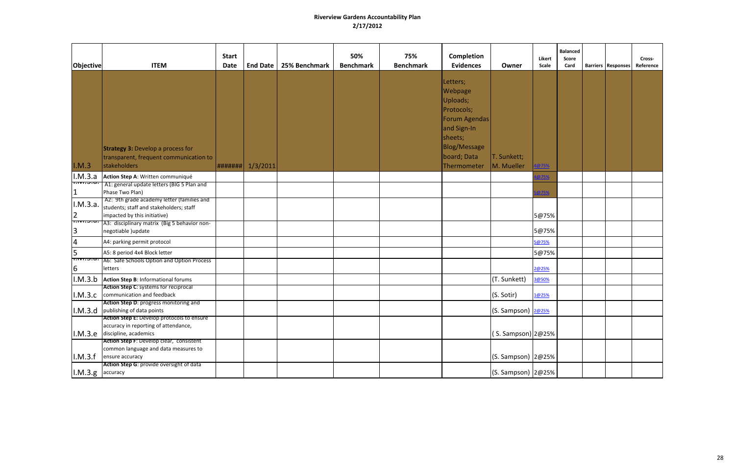# Riverview Gardens Accountability Plan
## 2/17/2012

| Objective | ITEM | Start Date | End Date | 25% Benchmark | 50% Benchmark | 75% Benchmark | Completion Evidences | Owner | Likert Scale | Balanced Score Card | Barriers | Responses | Cross-Reference |
|---|---|---|---|---|---|---|---|---|---|---|---|---|---|
| I.M.3 | **Strategy 3:** Develop a process for transparent, frequent communication to stakeholders | ####### | 1/3/2011 | | | | Letters; Webpage Uploads; Protocols; Forum Agendas and Sign-In sheets; Blog/Message board; Data Thermometer | T. Sunkett; M. Mueller | 4@75% | | | | |
| I.M.3.a | **Action Step A**: Written communiqué | | | | | | | | 4@75% | | | | |
| I.M.3.a.1 | A1: general update letters (BIG 5 Plan and Phase Two Plan) | | | | | | | | 5@75% | | | | |
| I.M.3.a.2 | A2: 9th grade academy letter (families and students; staff and stakeholders; staff impacted by this initiative) | | | | | | | | 5@75% | | | | |
| I.M.3.a.3 | A3: disciplinary matrix (Big 5 behavior non-negotiable )update | | | | | | | | 5@75% | | | | |
| 4 | A4: parking permit protocol | | | | | | | | 5@75% | | | | |
| 5 | A5: 8 period 4x4 Block letter | | | | | | | | 5@75% | | | | |
| I.M.3.a.6 | A6: Safe Schools Option and Option Process letters | | | | | | | | 2@25% | | | | |
| I.M.3.b | **Action Step B**: Informational forums | | | | | | | (T. Sunkett) | 3@50% | | | | |
| I.M.3.c | **Action Step C**: systems for reciprocal communication and feedback | | | | | | | (S. Sotir) | 1@25% | | | | |
| I.M.3.d | **Action Step D**: progress monitoring and publishing of data points | | | | | | | (S. Sampson) | 2@25% | | | | |
| I.M.3.e | **Action Step E**: Develop protocols to ensure accuracy in reporting of attendance, discipline, academics | | | | | | | ( S. Sampson) | 2@25% | | | | |
| I.M.3.f | **Action Step F**: Develop clear, consistent common language and data measures to ensure accuracy | | | | | | | (S. Sampson) | 2@25% | | | | |
| I.M.3.g | **Action Step G**: provide oversight of data accuracy | | | | | | | (S. Sampson) | 2@25% | | | | |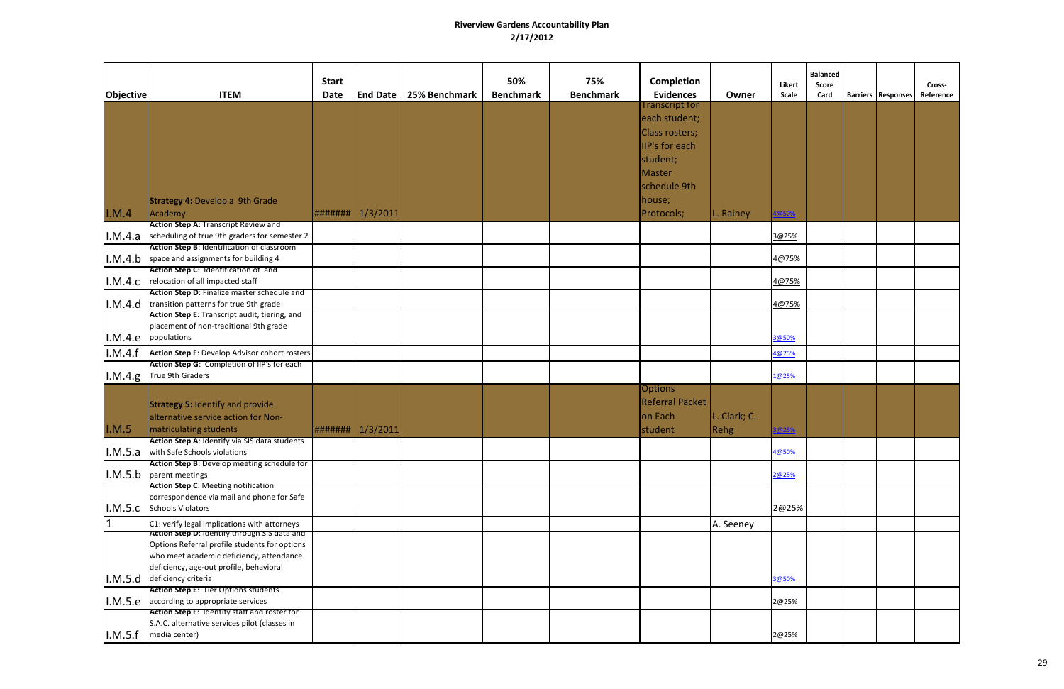**Riverview Gardens Accountability Plan**
**2/17/2012**

| Objective | ITEM | Start Date | End Date | 25% Benchmark | 50% Benchmark | 75% Benchmark | Completion Evidences | Owner | Likert Scale | Balanced Score Card | Barriers | Responses | Cross-Reference |
|---|---|---|---|---|---|---|---|---|---|---|---|---|---|
| I.M.4 | **Strategy 4:** Develop a 9th Grade Academy | ####### | 1/3/2011 | | | | Transcript for each student; Class rosters; IIP's for each student; Master schedule 9th house; Protocols; | L. Rainey | 4@50% | | | | |
| I.M.4.a | **Action Step A**: Transcript Review and scheduling of true 9th graders for semester 2 | | | | | | | | 3@25% | | | | |
| I.M.4.b | **Action Step B**: Identification of classroom space and assignments for building 4 | | | | | | | | 4@75% | | | | |
| I.M.4.c | **Action Step C**: Identification of and relocation of all impacted staff | | | | | | | | 4@75% | | | | |
| I.M.4.d | **Action Step D**: Finalize master schedule and transition patterns for true 9th grade | | | | | | | | 4@75% | | | | |
| I.M.4.e | **Action Step E**: Transcript audit, tiering, and placement of non-traditional 9th grade populations | | | | | | | | 3@50% | | | | |
| I.M.4.f | **Action Step F**: Develop Advisor cohort rosters | | | | | | | | 4@75% | | | | |
| I.M.4.g | **Action Step G**: Completion of IIP's for each True 9th Graders | | | | | | | | 1@25% | | | | |
| I.M.5 | **Strategy 5:** Identify and provide alternative service action for Non-matriculating students | ####### | 1/3/2011 | | | | Options Referral Packet on Each student | L. Clark; C. Rehg | 3@25% | | | | |
| I.M.5.a | **Action Step A**: Identify via SIS data students with Safe Schools violations | | | | | | | | 4@50% | | | | |
| I.M.5.b | **Action Step B**: Develop meeting schedule for parent meetings | | | | | | | | 2@25% | | | | |
| I.M.5.c | **Action Step C**: Meeting notification correspondence via mail and phone for Safe Schools Violators | | | | | | | | 2@25% | | | | |
| 1 | C1: verify legal implications with attorneys | | | | | | | A. Seeney | | | | | |
| I.M.5.d | **Action Step D**: Identify through SIS data and Options Referral profile students for options who meet academic deficiency, attendance deficiency, age-out profile, behavioral deficiency criteria | | | | | | | | 3@50% | | | | |
| I.M.5.e | **Action Step E**: Tier Options students according to appropriate services | | | | | | | | 2@25% | | | | |
| I.M.5.f | **Action Step F**: Identify staff and roster for S.A.C. alternative services pilot (classes in media center) | | | | | | | | 2@25% | | | | |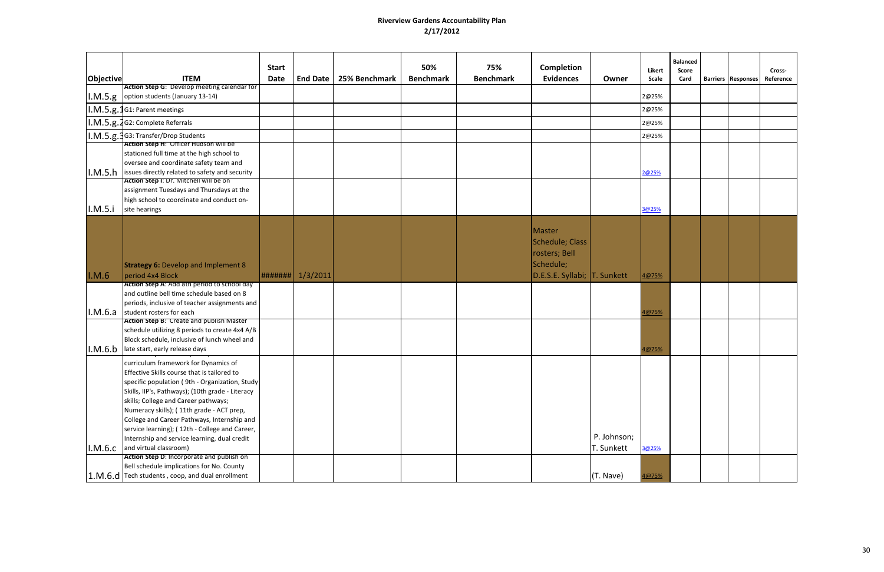# Riverview Gardens Accountability Plan

## 2/17/2012

| Objective | ITEM | Start Date | End Date | 25% Benchmark | 50% Benchmark | 75% Benchmark | Completion Evidences | Owner | Likert Scale | Balanced Score Card | Barriers | Responses | Cross-Reference |
|---|---|---|---|---|---|---|---|---|---|---|---|---|---|
| I.M.5.g | **Action Step G:** Develop meeting calendar for option students (January 13-14) | | | | | | | | 2@25% | | | | |
| I.M.5.g.1 | G1: Parent meetings | | | | | | | | 2@25% | | | | |
| I.M.5.g.2 | G2: Complete Referrals | | | | | | | | 2@25% | | | | |
| I.M.5.g.3 | G3: Transfer/Drop Students | | | | | | | | 2@25% | | | | |
| I.M.5.h | **Action Step H:** Officer Hudson will be stationed full time at the high school to oversee and coordinate safety team and issues directly related to safety and security | | | | | | | | 2@25% | | | | |
| I.M.5.i | **Action Step I:** Dr. Mitchell will be on assignment Tuesdays and Thursdays at the high school to coordinate and conduct on-site hearings | | | | | | | | 3@25% | | | | |
| I.M.6 | **Strategy 6:** Develop and Implement 8 period 4x4 Block | ####### | 1/3/2011 | | | | Master Schedule; Class rosters; Bell Schedule; D.E.S.E. Syllabi; | T. Sunkett | 4@75% | | | | |
| I.M.6.a | **Action Step A**: Add 8th period to school day and outline bell time schedule based on 8 periods, inclusive of teacher assignments and student rosters for each | | | | | | | | 4@75% | | | | |
| I.M.6.b | **Action Step B**: Create and publish Master schedule utilizing 8 periods to create 4x4 A/B Block schedule, inclusive of lunch wheel and late start, early release days | | | | | | | | 4@75% | | | | |
| I.M.6.c | curriculum framework for Dynamics of Effective Skills course that is tailored to specific population ( 9th - Organization, Study Skills, IIP's, Pathways); (10th grade - Literacy skills; College and Career pathways; Numeracy skills); ( 11th grade - ACT prep, College and Career Pathways, Internship and service learning); ( 12th - College and Career, Internship and service learning, dual credit and virtual classroom) | | | | | | | P. Johnson; T. Sunkett | 3@25% | | | | |
| 1.M.6.d | **Action Step D**: Incorporate and publish on Bell schedule implications for No. County Tech students , coop, and dual enrollment | | | | | | | (T. Nave) | 4@75% | | | | |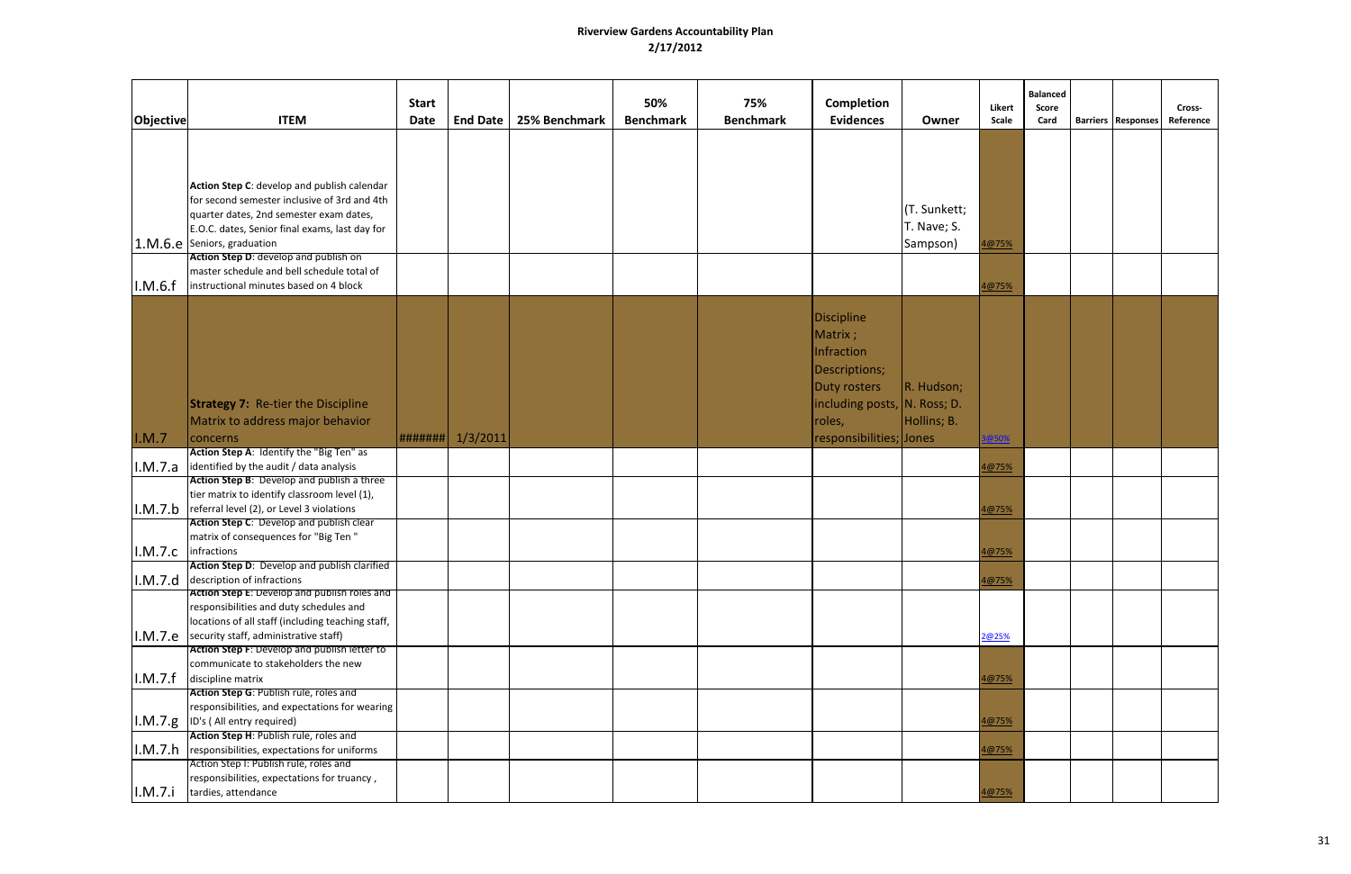# Riverview Gardens Accountability Plan

## 2/17/2012

| Objective | ITEM | Start Date | End Date | 25% Benchmark | 50% Benchmark | 75% Benchmark | Completion Evidences | Owner | Likert Scale | Balanced Score Card | Barriers | Responses | Cross-Reference |
|---|---|---|---|---|---|---|---|---|---|---|---|---|---|
| 1.M.6.e | **Action Step C**: develop and publish calendar for second semester inclusive of 3rd and 4th quarter dates, 2nd semester exam dates, E.O.C. dates, Senior final exams, last day for Seniors, graduation | | | | | | | (T. Sunkett; T. Nave; S. Sampson) | 4@75% | | | | |
| I.M.6.f | **Action Step D**: develop and publish on master schedule and bell schedule total of instructional minutes based on 4 block | | | | | | | | 4@75% | | | | |
| I.M.7 | **Strategy 7: Re-tier the Discipline Matrix to address major behavior concerns** | ####### | 1/3/2011 | | | | Discipline Matrix ; Infraction Descriptions; Duty rosters including posts, roles, responsibilities; | R. Hudson; N. Ross; D. Hollins; B. Jones | 3@50% | | | | |
| I.M.7.a | **Action Step A**: Identify the "Big Ten" as identified by the audit / data analysis | | | | | | | | 4@75% | | | | |
| I.M.7.b | **Action Step B**: Develop and publish a three tier matrix to identify classroom level (1), referral level (2), or Level 3 violations | | | | | | | | 4@75% | | | | |
| I.M.7.c | **Action Step C**: Develop and publish clear matrix of consequences for "Big Ten " infractions | | | | | | | | 4@75% | | | | |
| I.M.7.d | **Action Step D**: Develop and publish clarified description of infractions | | | | | | | | 4@75% | | | | |
| I.M.7.e | **Action Step E**: Develop and publish roles and responsibilities and duty schedules and locations of all staff (including teaching staff, security staff, administrative staff) | | | | | | | | 2@25% | | | | |
| I.M.7.f | **Action Step F**: Develop and publish letter to communicate to stakeholders the new discipline matrix | | | | | | | | 4@75% | | | | |
| I.M.7.g | **Action Step G**: Publish rule, roles and responsibilities, and expectations for wearing ID's ( All entry required) | | | | | | | | 4@75% | | | | |
| I.M.7.h | **Action Step H**: Publish rule, roles and responsibilities, expectations for uniforms | | | | | | | | 4@75% | | | | |
| I.M.7.i | Action Step I: Publish rule, roles and responsibilities, expectations for truancy , tardies, attendance | | | | | | | | 4@75% | | | | |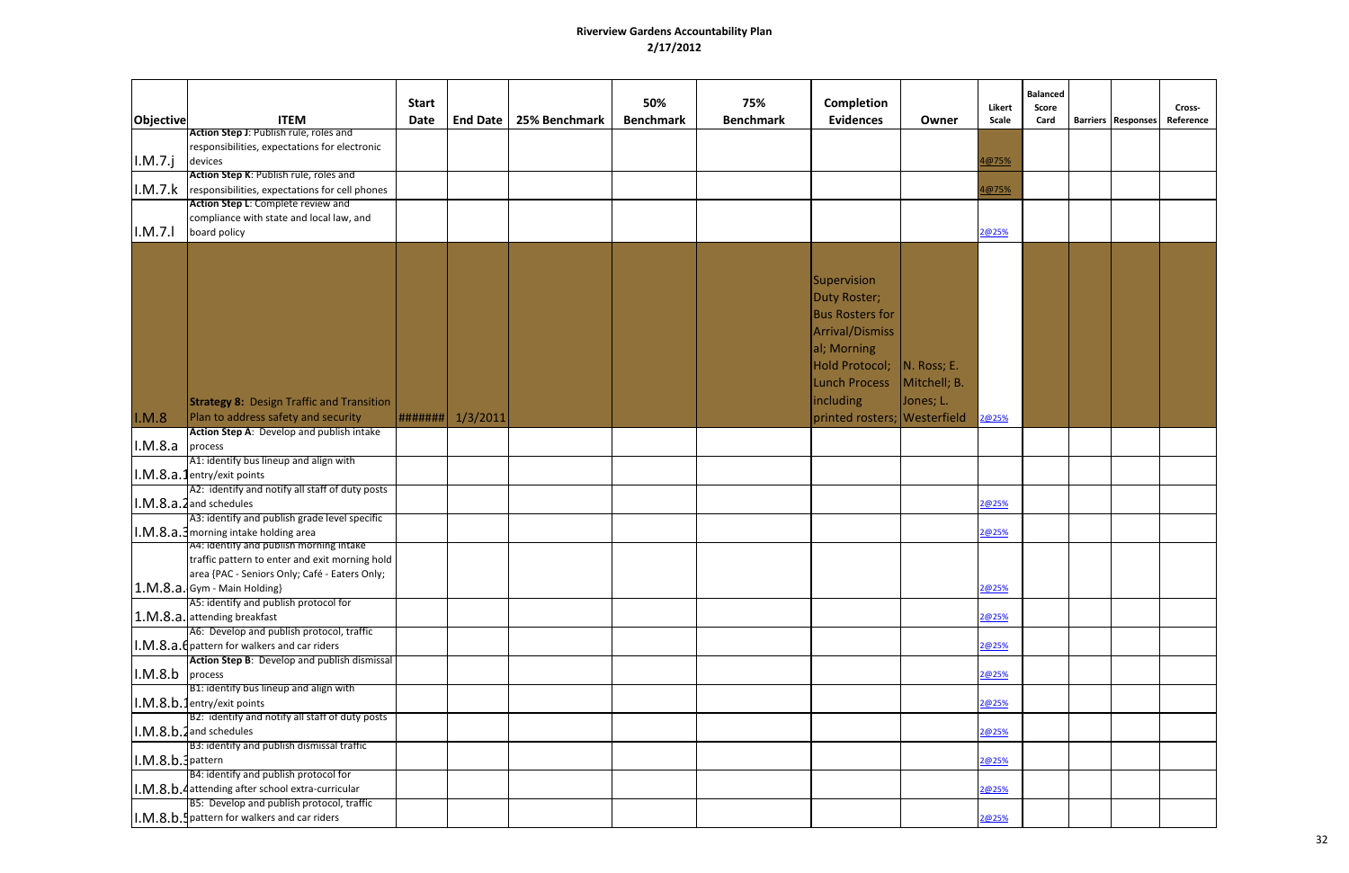# Riverview Gardens Accountability Plan

## 2/17/2012

| Objective | ITEM | Start Date | End Date | 25% Benchmark | 50% Benchmark | 75% Benchmark | Completion Evidences | Owner | Likert Scale | Balanced Score Card | Barriers | Responses | Cross-Reference |
|---|---|---|---|---|---|---|---|---|---|---|---|---|---|
| I.M.7.j | **Action Step J**: Publish rule, roles and responsibilities, expectations for electronic devices | | | | | | | | 4@75% | | | | |
| I.M.7.k | **Action Step K**: Publish rule, roles and responsibilities, expectations for cell phones | | | | | | | | 4@75% | | | | |
| I.M.7.l | **Action Step L**: Complete review and compliance with state and local law, and board policy | | | | | | | | 2@25% | | | | |
| I.M.8 | **Strategy 8:** Design Traffic and Transition Plan to address safety and security | ####### | 1/3/2011 | | | | Supervision Duty Roster; Bus Rosters for Arrival/Dismissal; Morning Hold Protocol; Lunch Process including printed rosters; | N. Ross; E. Mitchell; B. Jones; L. Westerfield | 2@25% | | | | |
| I.M.8.a | **Action Step A**: Develop and publish intake process | | | | | | | | | | | | |
| I.M.8.a.1 | A1: identify bus lineup and align with entry/exit points | | | | | | | | | | | | |
| I.M.8.a.2 | A2: identify and notify all staff of duty posts and schedules | | | | | | | | 2@25% | | | | |
| I.M.8.a.3 | A3: identify and publish grade level specific morning intake holding area | | | | | | | | 2@25% | | | | |
| 1.M.8.a. | A4: identify and publish morning intake traffic pattern to enter and exit morning hold area {PAC - Seniors Only; Café - Eaters Only; Gym - Main Holding} | | | | | | | | 2@25% | | | | |
| 1.M.8.a. | A5: identify and publish protocol for attending breakfast | | | | | | | | 2@25% | | | | |
| I.M.8.a.6 | A6: Develop and publish protocol, traffic pattern for walkers and car riders | | | | | | | | 2@25% | | | | |
| I.M.8.b | **Action Step B**: Develop and publish dismissal process | | | | | | | | 2@25% | | | | |
| I.M.8.b.1 | B1: identify bus lineup and align with entry/exit points | | | | | | | | 2@25% | | | | |
| I.M.8.b.2 | B2: identify and notify all staff of duty posts and schedules | | | | | | | | 2@25% | | | | |
| I.M.8.b.3 | B3: identify and publish dismissal traffic pattern | | | | | | | | 2@25% | | | | |
| I.M.8.b.4 | B4: identify and publish protocol for attending after school extra-curricular | | | | | | | | 2@25% | | | | |
| I.M.8.b.5 | B5: Develop and publish protocol, traffic pattern for walkers and car riders | | | | | | | | 2@25% | | | | |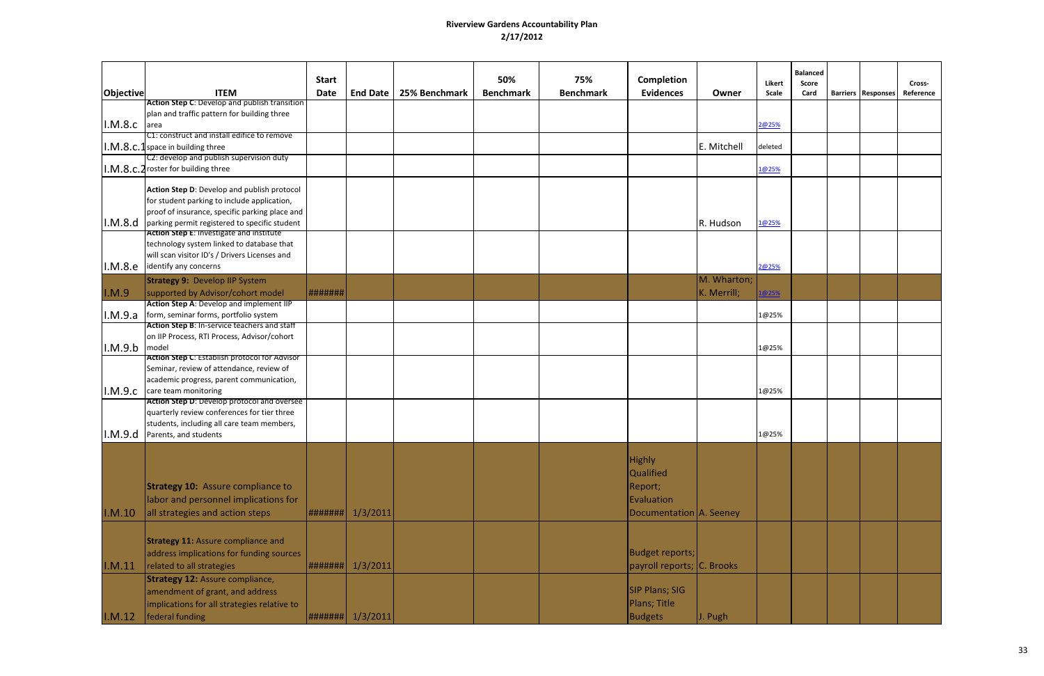# Riverview Gardens Accountability Plan
## 2/17/2012

| Objective | ITEM | Start Date | End Date | 25% Benchmark | 50% Benchmark | 75% Benchmark | Completion Evidences | Owner | Likert Scale | Balanced Score Card | Barriers | Responses | Cross-Reference |
|---|---|---|---|---|---|---|---|---|---|---|---|---|---|
| I.M.8.c | **Action Step C**: Develop and publish transition plan and traffic pattern for building three area | | | | | | | | 2@25% | | | | |
| I.M.8.c.1 | C1: construct and install edifice to remove space in building three | | | | | | | E. Mitchell | deleted | | | | |
| I.M.8.c.2 | C2: develop and publish supervision duty roster for building three | | | | | | | | 1@25% | | | | |
| I.M.8.d | **Action Step D**: Develop and publish protocol for student parking to include application, proof of insurance, specific parking place and parking permit registered to specific student | | | | | | | R. Hudson | 1@25% | | | | |
| I.M.8.e | **Action Step E**: Investigate and institute technology system linked to database that will scan visitor ID's / Drivers Licenses and identify any concerns | | | | | | | | 2@25% | | | | |
| I.M.9 | **Strategy 9:** Develop IIP System supported by Advisor/cohort model | ####### | | | | | | M. Wharton; K. Merrill; | 1@25% | | | | |
| I.M.9.a | **Action Step A**: Develop and implement IIP form, seminar forms, portfolio system | | | | | | | | 1@25% | | | | |
| I.M.9.b | **Action Step B**: In-service teachers and staff on IIP Process, RTI Process, Advisor/cohort model | | | | | | | | 1@25% | | | | |
| I.M.9.c | **Action Step C**: Establish protocol for Advisor Seminar, review of attendance, review of academic progress, parent communication, care team monitoring | | | | | | | | 1@25% | | | | |
| I.M.9.d | **Action Step D**: Develop protocol and oversee quarterly review conferences for tier three students, including all care team members, Parents, and students | | | | | | | | 1@25% | | | | |
| I.M.10 | **Strategy 10:** Assure compliance to labor and personnel implications for all strategies and action steps | ####### | 1/3/2011 | | | | Highly Qualified Report; Evaluation Documentation | A. Seeney | | | | | |
| I.M.11 | **Strategy 11:** Assure compliance and address implications for funding sources related to all strategies | ####### | 1/3/2011 | | | | Budget reports; payroll reports; | C. Brooks | | | | | |
| I.M.12 | **Strategy 12:** Assure compliance, amendment of grant, and address implications for all strategies relative to federal funding | ####### | 1/3/2011 | | | | SIP Plans; SIG Plans; Title Budgets | J. Pugh | | | | | |